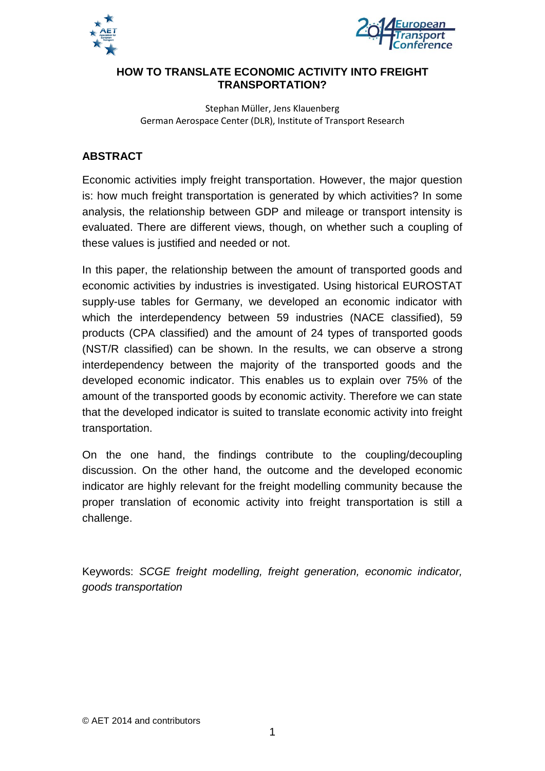# HOW TO TRANSLATE ECONOMIC ACTIVITY INTO FREIGHT TRANSPORTATION?

Stephan Müller, Jens Klauenberg
German Aerospace Center (DLR), Institute of Transport Research

## ABSTRACT

Economic activities imply freight transportation. However, the major question is: how much freight transportation is generated by which activities? In some analysis, the relationship between GDP and mileage or transport intensity is evaluated. There are different views, though, on whether such a coupling of these values is justified and needed or not.

In this paper, the relationship between the amount of transported goods and economic activities by industries is investigated. Using historical EUROSTAT supply-use tables for Germany, we developed an economic indicator with which the interdependency between 59 industries (NACE classified), 59 products (CPA classified) and the amount of 24 types of transported goods (NST/R classified) can be shown. In the results, we can observe a strong interdependency between the majority of the transported goods and the developed economic indicator. This enables us to explain over 75% of the amount of the transported goods by economic activity. Therefore we can state that the developed indicator is suited to translate economic activity into freight transportation.

On the one hand, the findings contribute to the coupling/decoupling discussion. On the other hand, the outcome and the developed economic indicator are highly relevant for the freight modelling community because the proper translation of economic activity into freight transportation is still a challenge.

Keywords: *SCGE freight modelling, freight generation, economic indicator, goods transportation*

© AET 2014 and contributors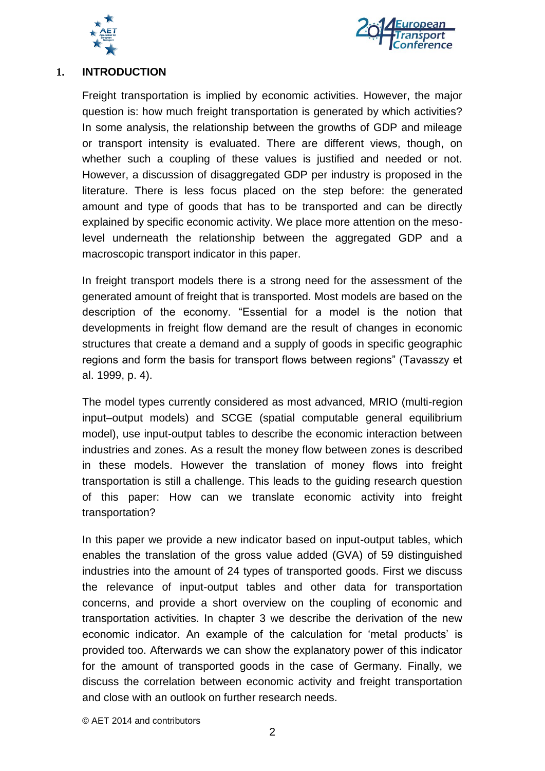# 1. INTRODUCTION

Freight transportation is implied by economic activities. However, the major question is: how much freight transportation is generated by which activities? In some analysis, the relationship between the growths of GDP and mileage or transport intensity is evaluated. There are different views, though, on whether such a coupling of these values is justified and needed or not. However, a discussion of disaggregated GDP per industry is proposed in the literature. There is less focus placed on the step before: the generated amount and type of goods that has to be transported and can be directly explained by specific economic activity. We place more attention on the meso-level underneath the relationship between the aggregated GDP and a macroscopic transport indicator in this paper.

In freight transport models there is a strong need for the assessment of the generated amount of freight that is transported. Most models are based on the description of the economy. "Essential for a model is the notion that developments in freight flow demand are the result of changes in economic structures that create a demand and a supply of goods in specific geographic regions and form the basis for transport flows between regions" (Tavasszy et al. 1999, p. 4).

The model types currently considered as most advanced, MRIO (multi-region input–output models) and SCGE (spatial computable general equilibrium model), use input-output tables to describe the economic interaction between industries and zones. As a result the money flow between zones is described in these models. However the translation of money flows into freight transportation is still a challenge. This leads to the guiding research question of this paper: How can we translate economic activity into freight transportation?

In this paper we provide a new indicator based on input-output tables, which enables the translation of the gross value added (GVA) of 59 distinguished industries into the amount of 24 types of transported goods. First we discuss the relevance of input-output tables and other data for transportation concerns, and provide a short overview on the coupling of economic and transportation activities. In chapter 3 we describe the derivation of the new economic indicator. An example of the calculation for 'metal products' is provided too. Afterwards we can show the explanatory power of this indicator for the amount of transported goods in the case of Germany. Finally, we discuss the correlation between economic activity and freight transportation and close with an outlook on further research needs.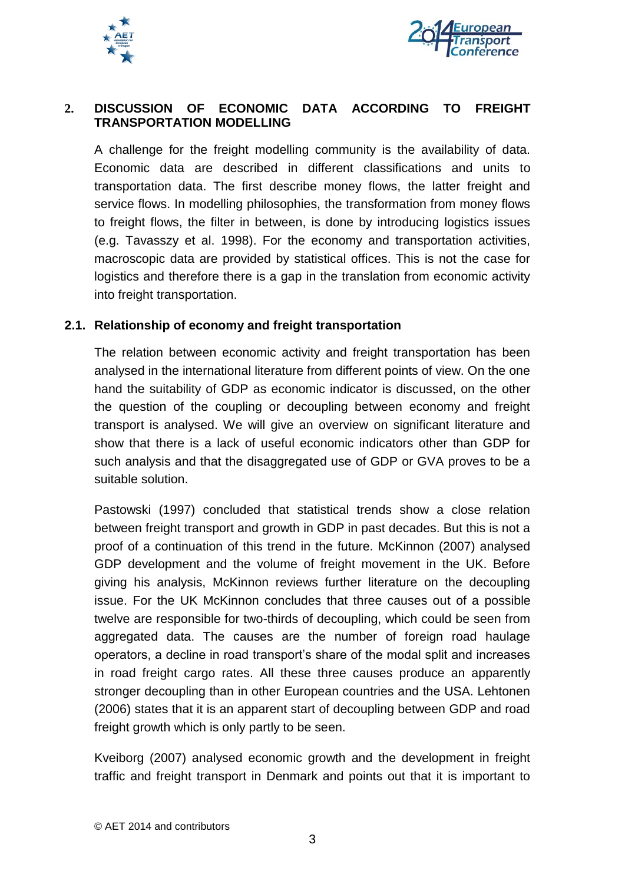## 2. DISCUSSION OF ECONOMIC DATA ACCORDING TO FREIGHT TRANSPORTATION MODELLING

A challenge for the freight modelling community is the availability of data. Economic data are described in different classifications and units to transportation data. The first describe money flows, the latter freight and service flows. In modelling philosophies, the transformation from money flows to freight flows, the filter in between, is done by introducing logistics issues (e.g. Tavasszy et al. 1998). For the economy and transportation activities, macroscopic data are provided by statistical offices. This is not the case for logistics and therefore there is a gap in the translation from economic activity into freight transportation.

### 2.1. Relationship of economy and freight transportation

The relation between economic activity and freight transportation has been analysed in the international literature from different points of view. On the one hand the suitability of GDP as economic indicator is discussed, on the other the question of the coupling or decoupling between economy and freight transport is analysed. We will give an overview on significant literature and show that there is a lack of useful economic indicators other than GDP for such analysis and that the disaggregated use of GDP or GVA proves to be a suitable solution.

Pastowski (1997) concluded that statistical trends show a close relation between freight transport and growth in GDP in past decades. But this is not a proof of a continuation of this trend in the future. McKinnon (2007) analysed GDP development and the volume of freight movement in the UK. Before giving his analysis, McKinnon reviews further literature on the decoupling issue. For the UK McKinnon concludes that three causes out of a possible twelve are responsible for two-thirds of decoupling, which could be seen from aggregated data. The causes are the number of foreign road haulage operators, a decline in road transport's share of the modal split and increases in road freight cargo rates. All these three causes produce an apparently stronger decoupling than in other European countries and the USA. Lehtonen (2006) states that it is an apparent start of decoupling between GDP and road freight growth which is only partly to be seen.

Kveiborg (2007) analysed economic growth and the development in freight traffic and freight transport in Denmark and points out that it is important to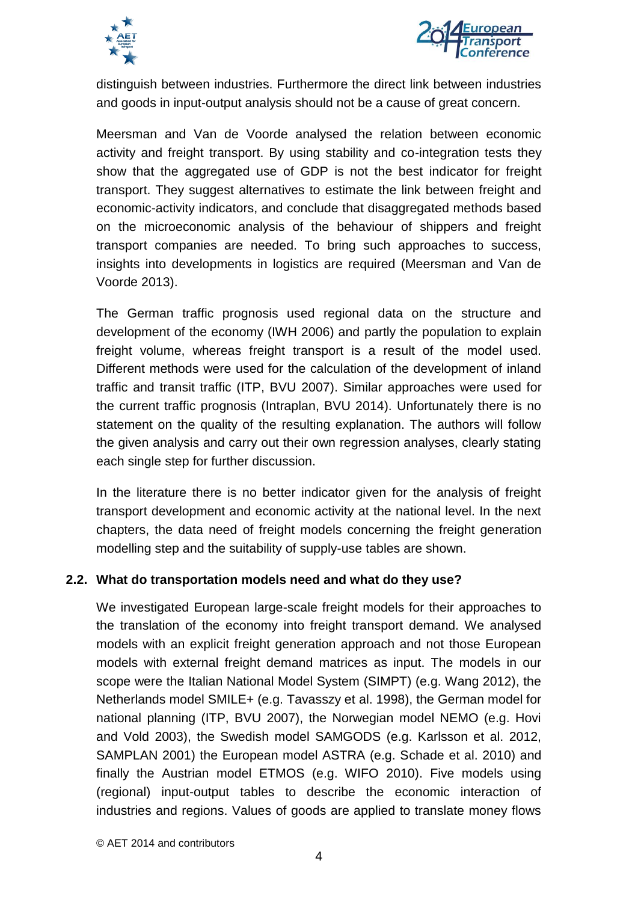distinguish between industries. Furthermore the direct link between industries and goods in input-output analysis should not be a cause of great concern.

Meersman and Van de Voorde analysed the relation between economic activity and freight transport. By using stability and co-integration tests they show that the aggregated use of GDP is not the best indicator for freight transport. They suggest alternatives to estimate the link between freight and economic-activity indicators, and conclude that disaggregated methods based on the microeconomic analysis of the behaviour of shippers and freight transport companies are needed. To bring such approaches to success, insights into developments in logistics are required (Meersman and Van de Voorde 2013).

The German traffic prognosis used regional data on the structure and development of the economy (IWH 2006) and partly the population to explain freight volume, whereas freight transport is a result of the model used. Different methods were used for the calculation of the development of inland traffic and transit traffic (ITP, BVU 2007). Similar approaches were used for the current traffic prognosis (Intraplan, BVU 2014). Unfortunately there is no statement on the quality of the resulting explanation. The authors will follow the given analysis and carry out their own regression analyses, clearly stating each single step for further discussion.

In the literature there is no better indicator given for the analysis of freight transport development and economic activity at the national level. In the next chapters, the data need of freight models concerning the freight generation modelling step and the suitability of supply-use tables are shown.

### 2.2. What do transportation models need and what do they use?

We investigated European large-scale freight models for their approaches to the translation of the economy into freight transport demand. We analysed models with an explicit freight generation approach and not those European models with external freight demand matrices as input. The models in our scope were the Italian National Model System (SIMPT) (e.g. Wang 2012), the Netherlands model SMILE+ (e.g. Tavasszy et al. 1998), the German model for national planning (ITP, BVU 2007), the Norwegian model NEMO (e.g. Hovi and Vold 2003), the Swedish model SAMGODS (e.g. Karlsson et al. 2012, SAMPLAN 2001) the European model ASTRA (e.g. Schade et al. 2010) and finally the Austrian model ETMOS (e.g. WIFO 2010). Five models using (regional) input-output tables to describe the economic interaction of industries and regions. Values of goods are applied to translate money flows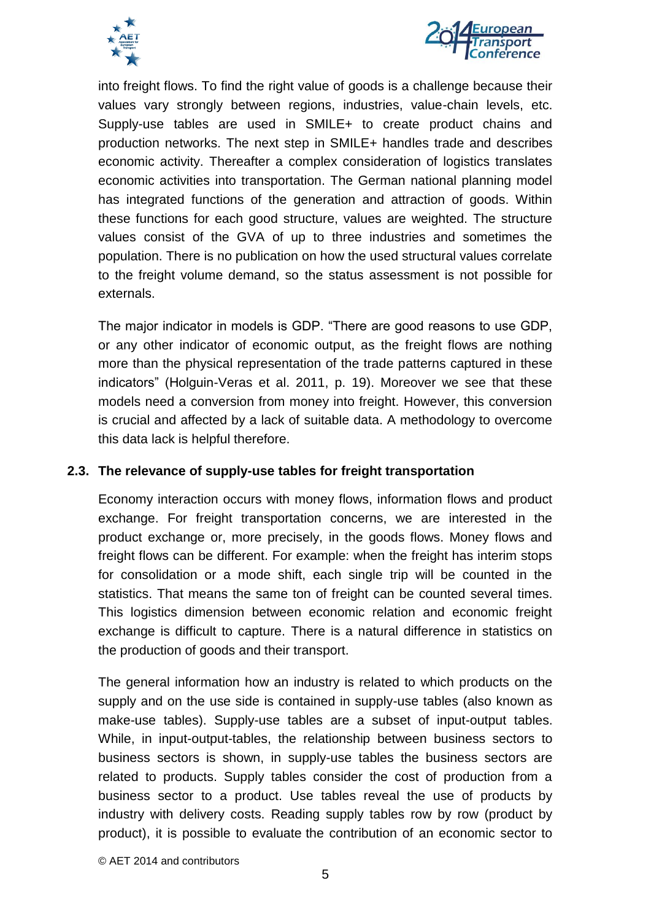into freight flows. To find the right value of goods is a challenge because their values vary strongly between regions, industries, value-chain levels, etc. Supply-use tables are used in SMILE+ to create product chains and production networks. The next step in SMILE+ handles trade and describes economic activity. Thereafter a complex consideration of logistics translates economic activities into transportation. The German national planning model has integrated functions of the generation and attraction of goods. Within these functions for each good structure, values are weighted. The structure values consist of the GVA of up to three industries and sometimes the population. There is no publication on how the used structural values correlate to the freight volume demand, so the status assessment is not possible for externals.

The major indicator in models is GDP. "There are good reasons to use GDP, or any other indicator of economic output, as the freight flows are nothing more than the physical representation of the trade patterns captured in these indicators" (Holguin-Veras et al. 2011, p. 19). Moreover we see that these models need a conversion from money into freight. However, this conversion is crucial and affected by a lack of suitable data. A methodology to overcome this data lack is helpful therefore.

### 2.3. The relevance of supply-use tables for freight transportation

Economy interaction occurs with money flows, information flows and product exchange. For freight transportation concerns, we are interested in the product exchange or, more precisely, in the goods flows. Money flows and freight flows can be different. For example: when the freight has interim stops for consolidation or a mode shift, each single trip will be counted in the statistics. That means the same ton of freight can be counted several times. This logistics dimension between economic relation and economic freight exchange is difficult to capture. There is a natural difference in statistics on the production of goods and their transport.

The general information how an industry is related to which products on the supply and on the use side is contained in supply-use tables (also known as make-use tables). Supply-use tables are a subset of input-output tables. While, in input-output-tables, the relationship between business sectors to business sectors is shown, in supply-use tables the business sectors are related to products. Supply tables consider the cost of production from a business sector to a product. Use tables reveal the use of products by industry with delivery costs. Reading supply tables row by row (product by product), it is possible to evaluate the contribution of an economic sector to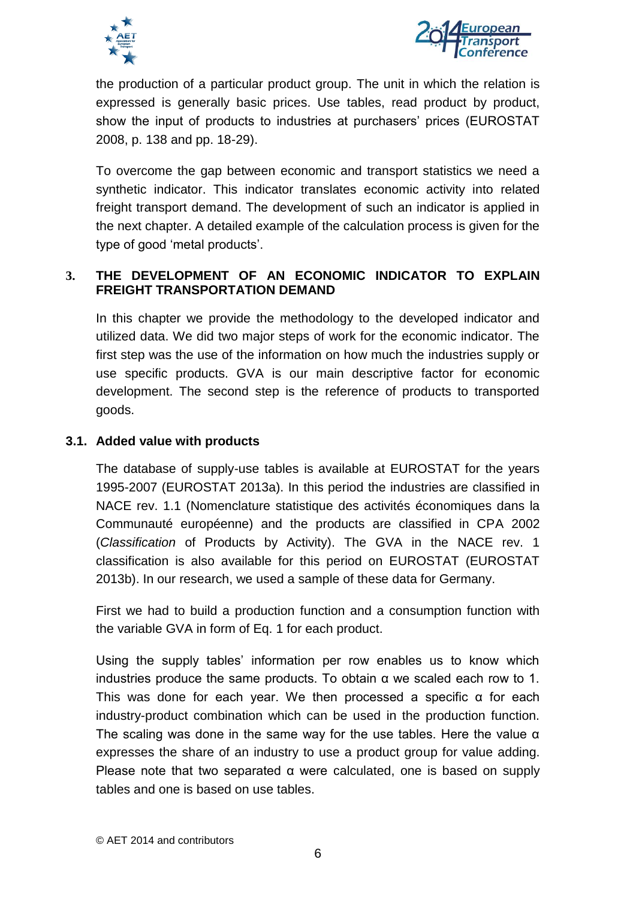the production of a particular product group. The unit in which the relation is expressed is generally basic prices. Use tables, read product by product, show the input of products to industries at purchasers' prices (EUROSTAT 2008, p. 138 and pp. 18-29).

To overcome the gap between economic and transport statistics we need a synthetic indicator. This indicator translates economic activity into related freight transport demand. The development of such an indicator is applied in the next chapter. A detailed example of the calculation process is given for the type of good 'metal products'.

## 3. THE DEVELOPMENT OF AN ECONOMIC INDICATOR TO EXPLAIN FREIGHT TRANSPORTATION DEMAND

In this chapter we provide the methodology to the developed indicator and utilized data. We did two major steps of work for the economic indicator. The first step was the use of the information on how much the industries supply or use specific products. GVA is our main descriptive factor for economic development. The second step is the reference of products to transported goods.

### 3.1. Added value with products

The database of supply-use tables is available at EUROSTAT for the years 1995-2007 (EUROSTAT 2013a). In this period the industries are classified in NACE rev. 1.1 (Nomenclature statistique des activités économiques dans la Communauté européenne) and the products are classified in CPA 2002 (*Classification* of Products by Activity). The GVA in the NACE rev. 1 classification is also available for this period on EUROSTAT (EUROSTAT 2013b). In our research, we used a sample of these data for Germany.

First we had to build a production function and a consumption function with the variable GVA in form of Eq. 1 for each product.

Using the supply tables' information per row enables us to know which industries produce the same products. To obtain $\alpha$ we scaled each row to 1. This was done for each year. We then processed a specific $\alpha$ for each industry-product combination which can be used in the production function. The scaling was done in the same way for the use tables. Here the value $\alpha$ expresses the share of an industry to use a product group for value adding. Please note that two separated $\alpha$ were calculated, one is based on supply tables and one is based on use tables.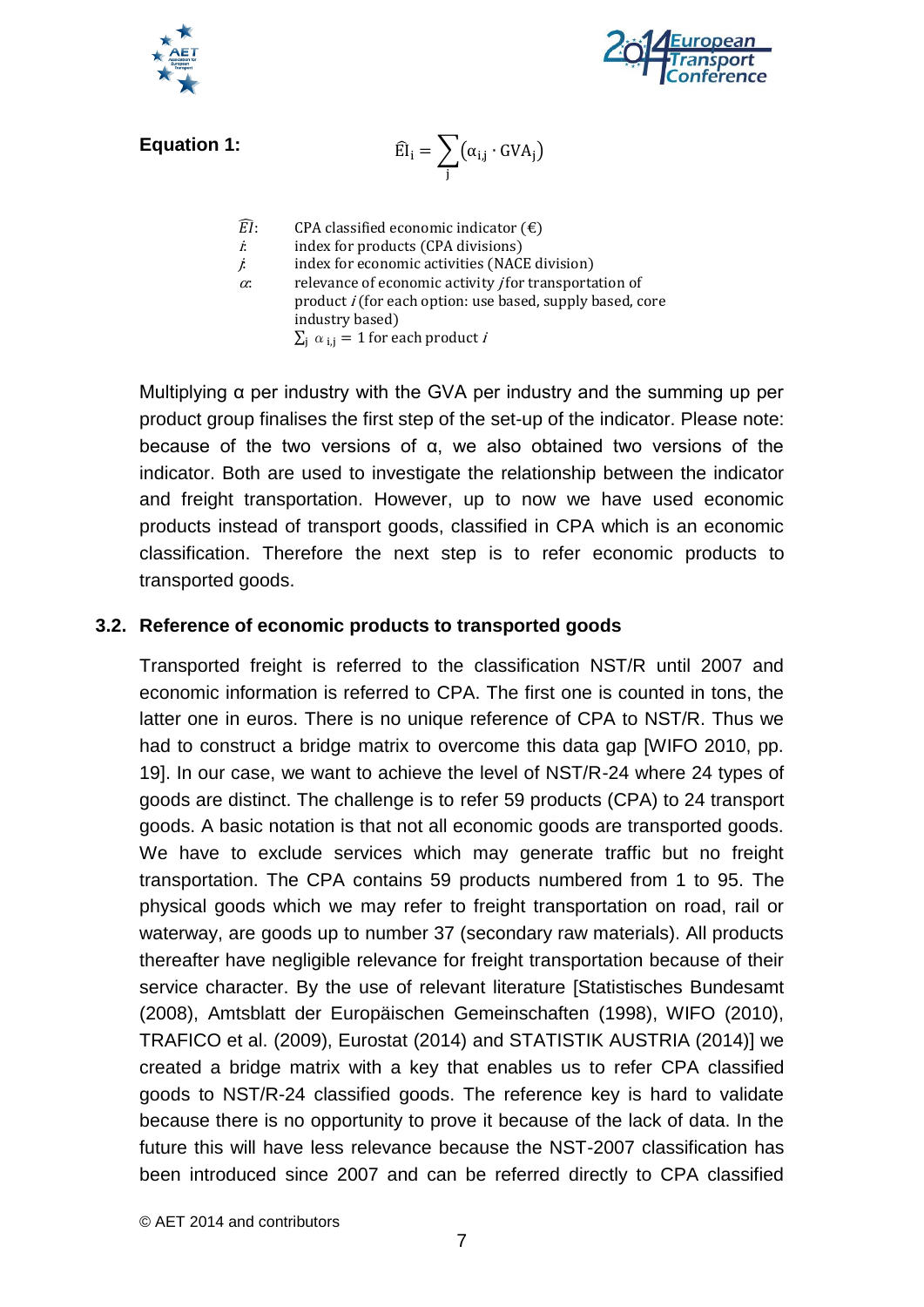**Equation 1:**

$$\widehat{\mathrm{EI}}_{\mathrm{i}} = \sum_{\mathrm{j}} \left(\alpha_{\mathrm{i,j}} \cdot \mathrm{GVA}_{\mathrm{j}}\right)$$

$\widehat{EI}$: CPA classified economic indicator (€)
$i$: index for products (CPA divisions)
$j$: index for economic activities (NACE division)
$\alpha$: relevance of economic activity $j$ for transportation of product $i$ (for each option: use based, supply based, core industry based)
$\sum_{\mathrm{j}} \alpha_{\mathrm{i,j}} = 1$ for each product $i$

Multiplying α per industry with the GVA per industry and the summing up per product group finalises the first step of the set-up of the indicator. Please note: because of the two versions of α, we also obtained two versions of the indicator. Both are used to investigate the relationship between the indicator and freight transportation. However, up to now we have used economic products instead of transport goods, classified in CPA which is an economic classification. Therefore the next step is to refer economic products to transported goods.

## 3.2. Reference of economic products to transported goods

Transported freight is referred to the classification NST/R until 2007 and economic information is referred to CPA. The first one is counted in tons, the latter one in euros. There is no unique reference of CPA to NST/R. Thus we had to construct a bridge matrix to overcome this data gap [WIFO 2010, pp. 19]. In our case, we want to achieve the level of NST/R-24 where 24 types of goods are distinct. The challenge is to refer 59 products (CPA) to 24 transport goods. A basic notation is that not all economic goods are transported goods. We have to exclude services which may generate traffic but no freight transportation. The CPA contains 59 products numbered from 1 to 95. The physical goods which we may refer to freight transportation on road, rail or waterway, are goods up to number 37 (secondary raw materials). All products thereafter have negligible relevance for freight transportation because of their service character. By the use of relevant literature [Statistisches Bundesamt (2008), Amtsblatt der Europäischen Gemeinschaften (1998), WIFO (2010), TRAFICO et al. (2009), Eurostat (2014) and STATISTIK AUSTRIA (2014)] we created a bridge matrix with a key that enables us to refer CPA classified goods to NST/R-24 classified goods. The reference key is hard to validate because there is no opportunity to prove it because of the lack of data. In the future this will have less relevance because the NST-2007 classification has been introduced since 2007 and can be referred directly to CPA classified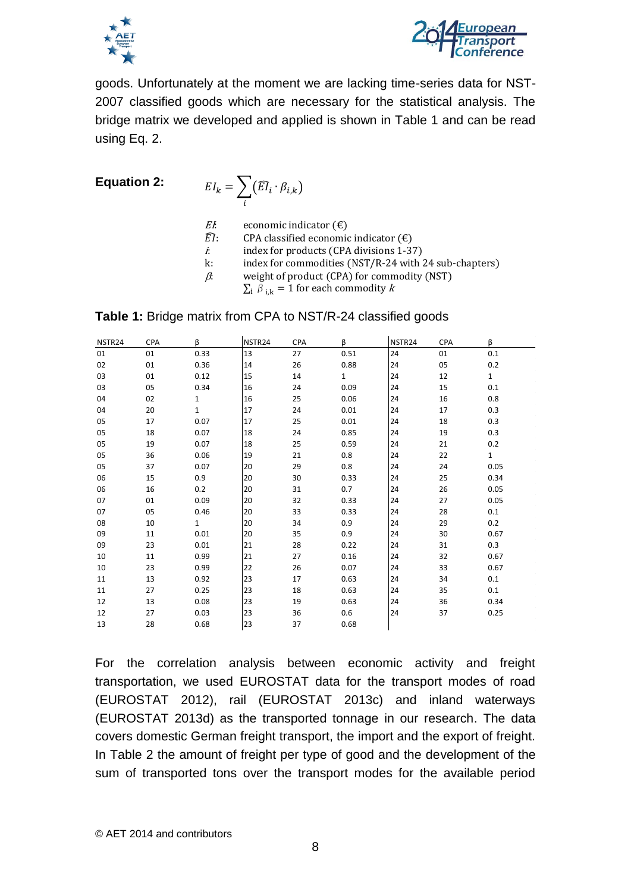goods. Unfortunately at the moment we are lacking time-series data for NST-2007 classified goods which are necessary for the statistical analysis. The bridge matrix we developed and applied is shown in Table 1 and can be read using Eq. 2.

**Equation 2:**

$$EI_k = \sum_i (\widehat{EI}_i \cdot \beta_{i,k})$$

- $EI$: economic indicator (€)
- $\widehat{EI}$: CPA classified economic indicator (€)
- $i$: index for products (CPA divisions 1-37)
- k: index for commodities (NST/R-24 with 24 sub-chapters)
- $\beta$: weight of product (CPA) for commodity (NST) $\sum_i \beta_{i,k} = 1$ for each commodity $k$

**Table 1:** Bridge matrix from CPA to NST/R-24 classified goods

| NSTR24 | CPA | β | NSTR24 | CPA | β | NSTR24 | CPA | β |
|---|---|---|---|---|---|---|---|---|
| 01 | 01 | 0.33 | 13 | 27 | 0.51 | 24 | 01 | 0.1 |
| 02 | 01 | 0.36 | 14 | 26 | 0.88 | 24 | 05 | 0.2 |
| 03 | 01 | 0.12 | 15 | 14 | 1 | 24 | 12 | 1 |
| 03 | 05 | 0.34 | 16 | 24 | 0.09 | 24 | 15 | 0.1 |
| 04 | 02 | 1 | 16 | 25 | 0.06 | 24 | 16 | 0.8 |
| 04 | 20 | 1 | 17 | 24 | 0.01 | 24 | 17 | 0.3 |
| 05 | 17 | 0.07 | 17 | 25 | 0.01 | 24 | 18 | 0.3 |
| 05 | 18 | 0.07 | 18 | 24 | 0.85 | 24 | 19 | 0.3 |
| 05 | 19 | 0.07 | 18 | 25 | 0.59 | 24 | 21 | 0.2 |
| 05 | 36 | 0.06 | 19 | 21 | 0.8 | 24 | 22 | 1 |
| 05 | 37 | 0.07 | 20 | 29 | 0.8 | 24 | 24 | 0.05 |
| 06 | 15 | 0.9 | 20 | 30 | 0.33 | 24 | 25 | 0.34 |
| 06 | 16 | 0.2 | 20 | 31 | 0.7 | 24 | 26 | 0.05 |
| 07 | 01 | 0.09 | 20 | 32 | 0.33 | 24 | 27 | 0.05 |
| 07 | 05 | 0.46 | 20 | 33 | 0.33 | 24 | 28 | 0.1 |
| 08 | 10 | 1 | 20 | 34 | 0.9 | 24 | 29 | 0.2 |
| 09 | 11 | 0.01 | 20 | 35 | 0.9 | 24 | 30 | 0.67 |
| 09 | 23 | 0.01 | 21 | 28 | 0.22 | 24 | 31 | 0.3 |
| 10 | 11 | 0.99 | 21 | 27 | 0.16 | 24 | 32 | 0.67 |
| 10 | 23 | 0.99 | 22 | 26 | 0.07 | 24 | 33 | 0.67 |
| 11 | 13 | 0.92 | 23 | 17 | 0.63 | 24 | 34 | 0.1 |
| 11 | 27 | 0.25 | 23 | 18 | 0.63 | 24 | 35 | 0.1 |
| 12 | 13 | 0.08 | 23 | 19 | 0.63 | 24 | 36 | 0.34 |
| 12 | 27 | 0.03 | 23 | 36 | 0.6 | 24 | 37 | 0.25 |
| 13 | 28 | 0.68 | 23 | 37 | 0.68 | | | |

For the correlation analysis between economic activity and freight transportation, we used EUROSTAT data for the transport modes of road (EUROSTAT 2012), rail (EUROSTAT 2013c) and inland waterways (EUROSTAT 2013d) as the transported tonnage in our research. The data covers domestic German freight transport, the import and the export of freight. In Table 2 the amount of freight per type of good and the development of the sum of transported tons over the transport modes for the available period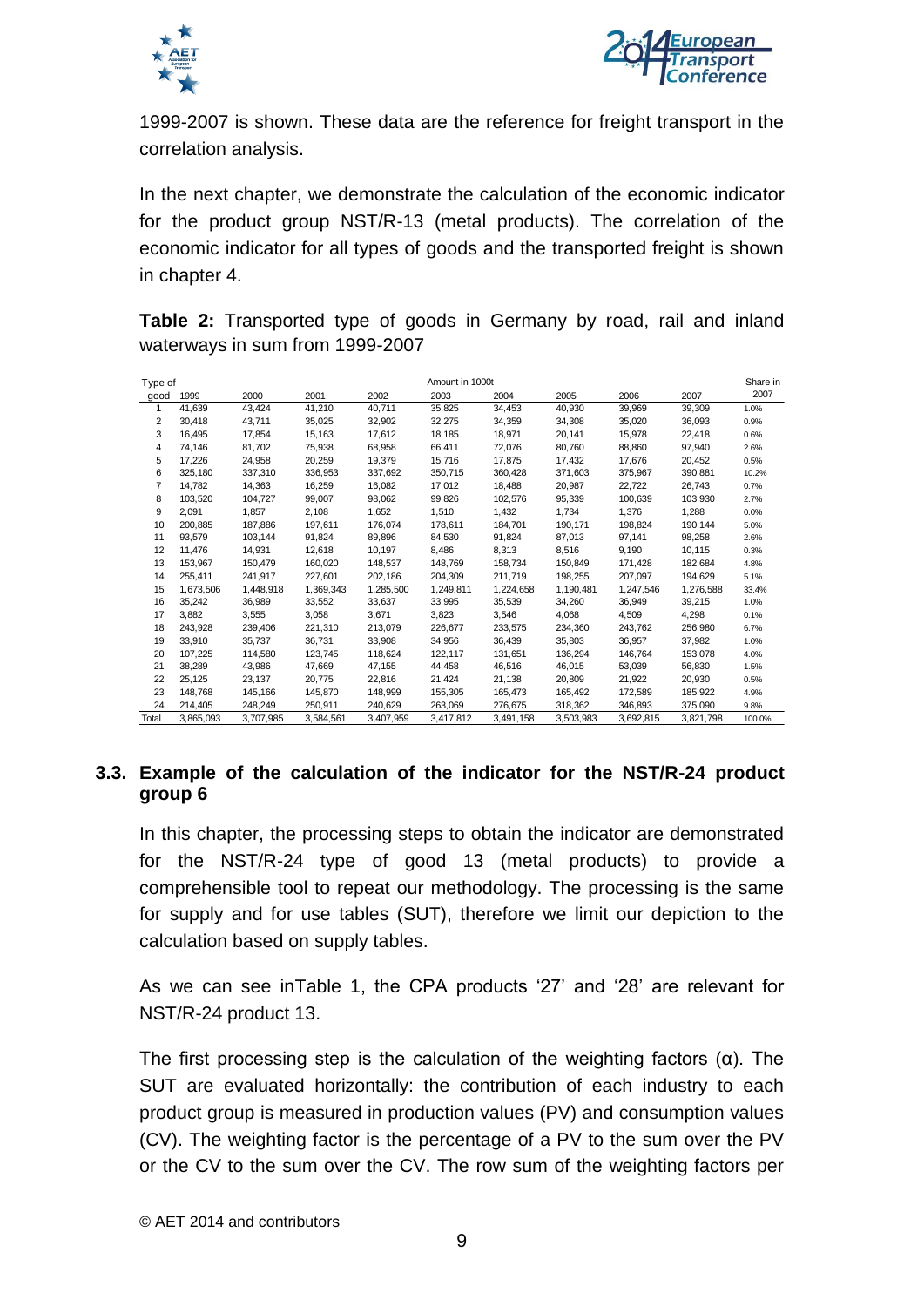1999-2007 is shown. These data are the reference for freight transport in the correlation analysis.

In the next chapter, we demonstrate the calculation of the economic indicator for the product group NST/R-13 (metal products). The correlation of the economic indicator for all types of goods and the transported freight is shown in chapter 4.

**Table 2:** Transported type of goods in Germany by road, rail and inland waterways in sum from 1999-2007

| Type of good | Amount in 1000t | | | | | | | | | Share in 2007 |
|---|---|---|---|---|---|---|---|---|---|---|
| | 1999 | 2000 | 2001 | 2002 | 2003 | 2004 | 2005 | 2006 | 2007 | |
| 1 | 41,639 | 43,424 | 41,210 | 40,711 | 35,825 | 34,453 | 40,930 | 39,969 | 39,309 | 1.0% |
| 2 | 30,418 | 43,711 | 35,025 | 32,902 | 32,275 | 34,359 | 34,308 | 35,020 | 36,093 | 0.9% |
| 3 | 16,495 | 17,854 | 15,163 | 17,612 | 18,185 | 18,971 | 20,141 | 15,978 | 22,418 | 0.6% |
| 4 | 74,146 | 81,702 | 75,938 | 68,958 | 66,411 | 72,076 | 80,760 | 88,860 | 97,940 | 2.6% |
| 5 | 17,226 | 24,958 | 20,259 | 19,379 | 15,716 | 17,875 | 17,432 | 17,676 | 20,452 | 0.5% |
| 6 | 325,180 | 337,310 | 336,953 | 337,692 | 350,715 | 360,428 | 371,603 | 375,967 | 390,881 | 10.2% |
| 7 | 14,782 | 14,363 | 16,259 | 16,082 | 17,012 | 18,488 | 20,987 | 22,722 | 26,743 | 0.7% |
| 8 | 103,520 | 104,727 | 99,007 | 98,062 | 99,826 | 102,576 | 95,339 | 100,639 | 103,930 | 2.7% |
| 9 | 2,091 | 1,857 | 2,108 | 1,652 | 1,510 | 1,432 | 1,734 | 1,376 | 1,288 | 0.0% |
| 10 | 200,885 | 187,886 | 197,611 | 176,074 | 178,611 | 184,701 | 190,171 | 198,824 | 190,144 | 5.0% |
| 11 | 93,579 | 103,144 | 91,824 | 89,896 | 84,530 | 91,824 | 87,013 | 97,141 | 98,258 | 2.6% |
| 12 | 11,476 | 14,931 | 12,618 | 10,197 | 8,486 | 8,313 | 8,516 | 9,190 | 10,115 | 0.3% |
| 13 | 153,967 | 150,479 | 160,020 | 148,537 | 148,769 | 158,734 | 150,849 | 171,428 | 182,684 | 4.8% |
| 14 | 255,411 | 241,917 | 227,601 | 202,186 | 204,309 | 211,719 | 198,255 | 207,097 | 194,629 | 5.1% |
| 15 | 1,673,506 | 1,448,918 | 1,369,343 | 1,285,500 | 1,249,811 | 1,224,658 | 1,190,481 | 1,247,546 | 1,276,588 | 33.4% |
| 16 | 35,242 | 36,989 | 33,552 | 33,637 | 33,995 | 35,539 | 34,260 | 36,949 | 39,215 | 1.0% |
| 17 | 3,882 | 3,555 | 3,058 | 3,671 | 3,823 | 3,546 | 4,068 | 4,509 | 4,298 | 0.1% |
| 18 | 243,928 | 239,406 | 221,310 | 213,079 | 226,677 | 233,575 | 234,360 | 243,762 | 256,980 | 6.7% |
| 19 | 33,910 | 35,737 | 36,731 | 33,908 | 34,956 | 36,439 | 35,803 | 36,957 | 37,982 | 1.0% |
| 20 | 107,225 | 114,580 | 123,745 | 118,624 | 122,117 | 131,651 | 136,294 | 146,764 | 153,078 | 4.0% |
| 21 | 38,289 | 43,986 | 47,669 | 47,155 | 44,458 | 46,516 | 46,015 | 53,039 | 56,830 | 1.5% |
| 22 | 25,125 | 23,137 | 20,775 | 22,816 | 21,424 | 21,138 | 20,809 | 21,922 | 20,930 | 0.5% |
| 23 | 148,768 | 145,166 | 145,870 | 148,999 | 155,305 | 165,473 | 165,492 | 172,589 | 185,922 | 4.9% |
| 24 | 214,405 | 248,249 | 250,911 | 240,629 | 263,069 | 276,675 | 318,362 | 346,893 | 375,090 | 9.8% |
| Total | 3,865,093 | 3,707,985 | 3,584,561 | 3,407,959 | 3,417,812 | 3,491,158 | 3,503,983 | 3,692,815 | 3,821,798 | 100.0% |

### 3.3. Example of the calculation of the indicator for the NST/R-24 product group 6

In this chapter, the processing steps to obtain the indicator are demonstrated for the NST/R-24 type of good 13 (metal products) to provide a comprehensible tool to repeat our methodology. The processing is the same for supply and for use tables (SUT), therefore we limit our depiction to the calculation based on supply tables.

As we can see inTable 1, the CPA products '27' and '28' are relevant for NST/R-24 product 13.

The first processing step is the calculation of the weighting factors (α). The SUT are evaluated horizontally: the contribution of each industry to each product group is measured in production values (PV) and consumption values (CV). The weighting factor is the percentage of a PV to the sum over the PV or the CV to the sum over the CV. The row sum of the weighting factors per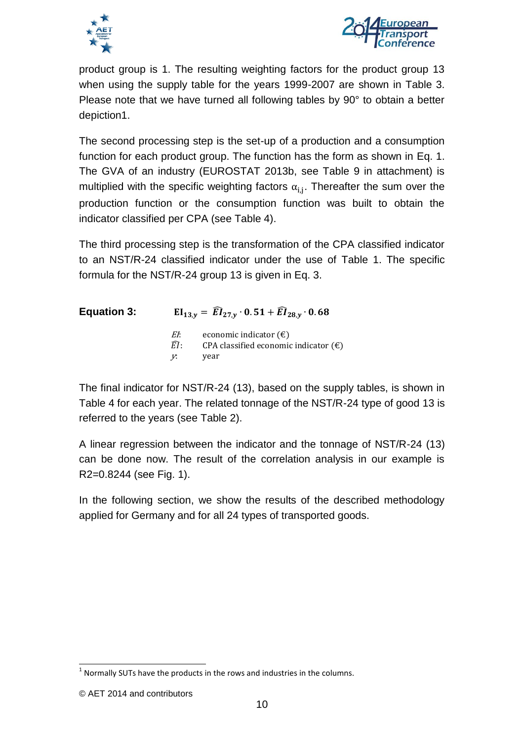product group is 1. The resulting weighting factors for the product group 13 when using the supply table for the years 1999-2007 are shown in Table 3. Please note that we have turned all following tables by 90° to obtain a better depiction[1].

The second processing step is the set-up of a production and a consumption function for each product group. The function has the form as shown in Eq. 1. The GVA of an industry (EUROSTAT 2013b, see Table 9 in attachment) is multiplied with the specific weighting factors $\alpha_{i,j}$. Thereafter the sum over the production function or the consumption function was built to obtain the indicator classified per CPA (see Table 4).

The third processing step is the transformation of the CPA classified indicator to an NST/R-24 classified indicator under the use of Table 1. The specific formula for the NST/R-24 group 13 is given in Eq. 3.

**Equation 3:**

$$\mathbf{EI}_{13,y} = \widehat{EI}_{27,y} \cdot \mathbf{0.51} + \widehat{EI}_{28,y} \cdot \mathbf{0.68}$$

*EI*: economic indicator (€)
$\widehat{EI}$: CPA classified economic indicator (€)
*y*: year

The final indicator for NST/R-24 (13), based on the supply tables, is shown in Table 4 for each year. The related tonnage of the NST/R-24 type of good 13 is referred to the years (see Table 2).

A linear regression between the indicator and the tonnage of NST/R-24 (13) can be done now. The result of the correlation analysis in our example is $R^2=0.8244$ (see Fig. 1).

In the following section, we show the results of the described methodology applied for Germany and for all 24 types of transported goods.

[1] Normally SUTs have the products in the rows and industries in the columns.

© AET 2014 and contributors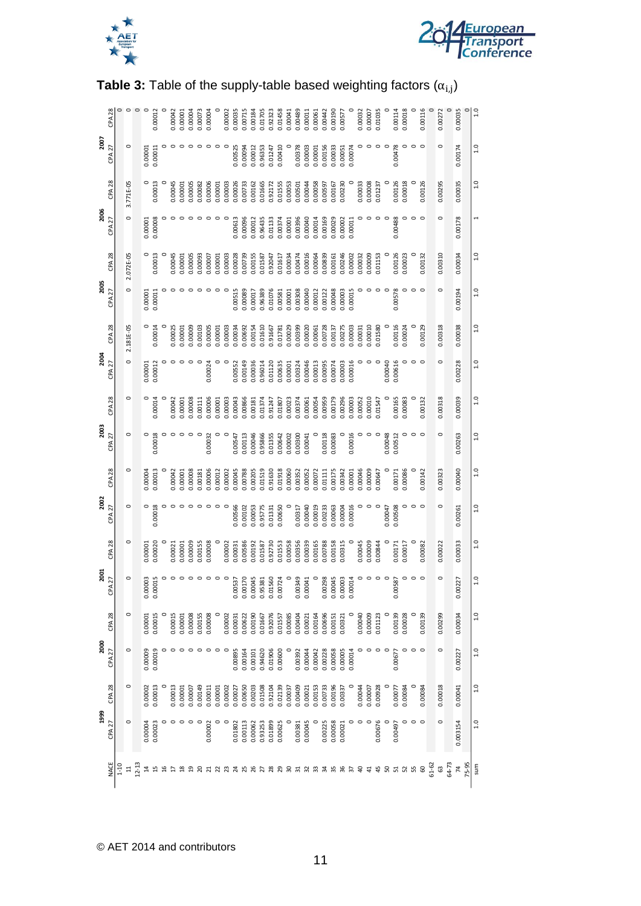**Table 3:** Table of the supply-table based weighting factors ($\alpha_{i,j}$)

| | 1999 | | 2000 | | 2001 | | 2002 | | 2003 | | 2004 | | 2005 | | 2006 | | 2007 | |
|---|---|---|---|---|---|---|---|---|---|---|---|---|---|---|---|---|---|---|
| NACE | CPA 27 | CPA 28 | CPA 27 | CPA 28 | CPA 27 | CPA 28 | CPA 27 | CPA 28 | CPA 27 | CPA 28 | CPA 27 | CPA 28 | CPA 27 | CPA 28 | CPA 27 | CPA 28 | CPA 27 | CPA 28 |
| 1-10 | | | | | | | | | | | | | | | | | | 0 |
| 11 | 0 | 0 | 0 | 0 | 0 | 0 | 0 | 0 | 0 | 0 | 0 | 2.181E-05 | 0 | 2.072E-05 | 0 | 3.771E-05 | 0 | 0 |
| 12-13 | | | | | | | | | | | | | | | | | | 0 |
| 14 | 0.00004 | 0.00002 | 0.00009 | 0.00001 | 0.00003 | 0.00001 | 0 | 0.00004 | 0 | 0 | 0.00001 | 0 | 0.00001 | 0 | 0.00001 | 0 | 0.00001 | 0 |
| 15 | 0.00023 | 0.00013 | 0.00019 | 0.00015 | 0.00015 | 0.00020 | 0.00018 | 0.00013 | 0.00018 | 0.00014 | 0.00012 | 0.00014 | 0.00011 | 0.00013 | 0.00008 | 0.00013 | 0.00011 | 0.00012 |
| 16 | | 0 | | 0 | | 0 | | 0 | | 0 | | 0 | | 0 | | 0 | | 0 |
| 17 | 0 | 0.00013 | 0 | 0.00015 | 0 | 0.00021 | 0 | 0.00042 | 0 | 0.00042 | 0 | 0.00025 | 0 | 0.00045 | 0 | 0.00045 | 0 | 0.00042 |
| 18 | 0 | 0.00001 | 0 | 0.00001 | 0 | 0.00001 | 0 | 0.00001 | 0 | 0.00001 | 0 | 0.00001 | 0 | 0.00001 | 0 | 0.00001 | 0 | 0.00001 |
| 19 | 0 | 0.00007 | 0 | 0.00008 | 0 | 0.00009 | 0 | 0.00008 | 0 | 0.00008 | 0 | 0.00009 | 0 | 0.00005 | 0 | 0.00005 | 0 | 0.00004 |
| 20 | 0 | 0.00149 | 0 | 0.00155 | 0 | 0.00155 | 0 | 0.00181 | 0 | 0.00111 | 0 | 0.00103 | 0 | 0.00093 | 0 | 0.00082 | 0 | 0.00073 |
| 21 | 0.00002 | 0.00011 | 0 | 0.00008 | 0 | 0.00008 | 0 | 0.00006 | 0.00032 | 0.00006 | 0.00024 | 0.00005 | 0 | 0.00007 | 0 | 0.00006 | 0 | 0.00004 |
| 22 | 0 | 0.00001 | 0 | 0 | 0 | 0 | 0 | 0.00012 | 0 | 0.00001 | 0 | 0.00001 | 0 | 0.00001 | 0 | 0.00001 | 0 | 0 |
| 23 | 0 | 0.00002 | 0 | 0.00002 | 0 | 0.00002 | 0 | 0.00002 | 0 | 0.00003 | 0 | 0.00003 | 0 | 0.00003 | 0 | 0.00003 | 0 | 0.00002 |
| 24 | 0.01802 | 0.00027 | 0.00895 | 0.00031 | 0.00537 | 0.00031 | 0.00566 | 0.00045 | 0.00547 | 0.00043 | 0.00552 | 0.00034 | 0.00515 | 0.00028 | 0.00613 | 0.00026 | 0.00525 | 0.00035 |
| 25 | 0.00113 | 0.00650 | 0.00164 | 0.00622 | 0.00170 | 0.00586 | 0.00102 | 0.00788 | 0.00113 | 0.00866 | 0.00149 | 0.00692 | 0.00089 | 0.00739 | 0.00096 | 0.00733 | 0.00094 | 0.00715 |
| 26 | 0.00062 | 0.00203 | 0.00101 | 0.00190 | 0.00045 | 0.00192 | 0.00053 | 0.00205 | 0.00046 | 0.00181 | 0.00036 | 0.00154 | 0.00017 | 0.00155 | 0.00012 | 0.00162 | 0.00012 | 0.00184 |
| 27 | 0.93253 | 0.01508 | 0.94620 | 0.01667 | 0.95381 | 0.01587 | 0.95775 | 0.01519 | 0.95866 | 0.01374 | 0.96014 | 0.01610 | 0.96389 | 0.01587 | 0.96435 | 0.01665 | 0.96353 | 0.01705 |
| 28 | 0.01899 | 0.92104 | 0.01906 | 0.92076 | 0.01960 | 0.92730 | 0.01331 | 0.91630 | 0.01355 | 0.91247 | 0.01120 | 0.91667 | 0.01076 | 0.92047 | 0.01133 | 0.92172 | 0.01247 | 0.92323 |
| 29 | 0.00625 | 0.02139 | 0.00600 | 0.01557 | 0.00724 | 0.01553 | 0.00650 | 0.01918 | 0.00642 | 0.01807 | 0.00635 | 0.01781 | 0.00581 | 0.01617 | 0.00374 | 0.01555 | 0.00410 | 0.01458 |
| 30 | 0 | 0.0037 | 0 | 0.00085 | 0 | 0.00058 | 0 | 0.00060 | 0.00002 | 0.00023 | 0.00001 | 0.00029 | 0.00001 | 0.00034 | 0.00001 | 0.00053 | 0 | 0.00041 |
| 31 | 0.00381 | 0.00409 | 0.00392 | 0.00404 | 0.00349 | 0.00356 | 0.00317 | 0.00352 | 0.00300 | 0.00374 | 0.00324 | 0.00399 | 0.00308 | 0.00474 | 0.00396 | 0.00501 | 0.00378 | 0.00489 |
| 32 | 0.00045 | 0.00021 | 0.00044 | 0.00021 | 0.00041 | 0.00039 | 0.00040 | 0.00052 | 0.00041 | 0.00061 | 0.00046 | 0.00020 | 0.00040 | 0.00016 | 0.00040 | 0.00044 | 0.00003 | 0.00011 |
| 33 | 0 | 0.00153 | 0.00042 | 0.00164 | 0 | 0.00165 | 0.00019 | 0.00072 | 0 | 0.00054 | 0 | 0.00061 | 0 | 0.00064 | 0.00014 | 0.00058 | 0.00001 | 0.00061 |
| 34 | 0.00225 | 0.00733 | 0.00228 | 0.00696 | 0.00298 | 0.00788 | 0.00233 | 0.01111 | 0.00118 | 0.00959 | 0.00095 | 0.00728 | 0.00122 | 0.00839 | 0.00169 | 0.00597 | 0.00156 | 0.00442 |
| 35 | 0.00058 | 0.00196 | 0.00058 | 0.00151 | 0.00045 | 0.00158 | 0.00063 | 0.00175 | 0.00083 | 0.00179 | 0.00074 | 0.00137 | 0.00048 | 0.00161 | 0.00029 | 0.00167 | 0.00033 | 0.00190 |
| 36 | 0.00021 | 0.00337 | 0.00005 | 0.00321 | 0.00003 | 0.00315 | 0.00004 | 0.00342 | 0 | 0.00296 | 0.00003 | 0.00275 | 0.00003 | 0.00246 | 0.00002 | 0.00230 | 0.00051 | 0.00577 |
| 37 | 0 | 0 | 0.00014 | 0 | 0.00014 | 0 | 0.00016 | 0.00001 | 0.00016 | 0.00003 | 0.00016 | 0.00003 | 0.00015 | 0.00002 | 0.00011 | 0 | 0.00074 | 0 |
| 40 | 0 | 0.00044 | 0 | 0.00040 | 0 | 0.00045 | 0 | 0.00046 | 0 | 0.00052 | 0 | 0.00031 | 0 | 0.00032 | 0 | 0.00033 | 0 | 0.00032 |
| 41 | 0 | 0.0007 | 0 | 0.00009 | 0 | 0.00009 | 0 | 0.00009 | 0 | 0.00010 | 0 | 0.00010 | 0 | 0.00009 | 0 | 0.00008 | 0 | 0.00007 |
| 45 | 0.00676 | 0.00928 | 0 | 0.01123 | 0 | 0.00844 | 0 | 0.00647 | 0 | 0.01547 | 0 | 0.01580 | 0 | 0.01153 | 0 | 0.01237 | 0 | 0.01035 |
| 50 | 0 | 0 | 0 | 0 | 0 | 0 | 0.00047 | 0 | 0.00048 | 0 | 0.00040 | 0 | 0 | 0 | 0 | 0 | 0 | 0 |
| 51 | 0.00497 | 0.0077 | 0.00677 | 0.00139 | 0.00587 | 0.00171 | 0.00508 | 0.00171 | 0.00512 | 0.00165 | 0.00616 | 0.00116 | 0.00578 | 0.00126 | 0.00488 | 0.00126 | 0.00478 | 0.00114 |
| 52 | 0 | 0.00084 | 0 | 0.00028 | 0 | 0.00017 | 0 | 0.00086 | 0 | 0.00083 | 0 | 0.00024 | 0 | 0.00023 | 0 | 0.00018 | 0 | 0.00018 |
| 55 | 0 | 0 | 0 | 0 | 0 | 0 | 0 | 0 | 0 | 0 | 0 | 0 | 0 | 0 | 0 | 0 | 0 | 0 |
| 60 | 0 | 0.00084 | 0 | 0.00139 | 0 | 0.00082 | 0 | 0.00142 | 0 | 0.00132 | 0 | 0.00129 | 0 | 0.00132 | 0 | 0.00126 | 0 | 0.00116 |
| 61-62 | | | | | | | | | | | | | | | | | | 0 |
| 63 | 0 | 0.00018 | 0 | 0.00299 | 0 | 0.00022 | 0 | 0.00323 | 0 | 0.00318 | 0 | 0.00318 | 0 | 0.00310 | 0 | 0.00295 | 0 | 0.00272 |
| 64-73 | | | | | | | | | | | | | | | | | | 0 |
| 74 | 0.003154 | 0.00041 | 0.00227 | 0.00034 | 0.00227 | 0.00033 | 0.00261 | 0.00040 | 0.00263 | 0.00039 | 0.00228 | 0.00038 | 0.00194 | 0.00034 | 0.00178 | 0.00035 | 0.00174 | 0.00035 |
| 75-95 | | | | | | | | | | | | | | | | | | 0 |
| sum | 1.0 | 1.0 | 1.0 | 1.0 | 1.0 | 1.0 | 1.0 | 1.0 | 1.0 | 1.0 | 1.0 | 1.0 | 1.0 | 1.0 | 1 | 1.0 | 1.0 | 1.0 |

© AET 2014 and contributors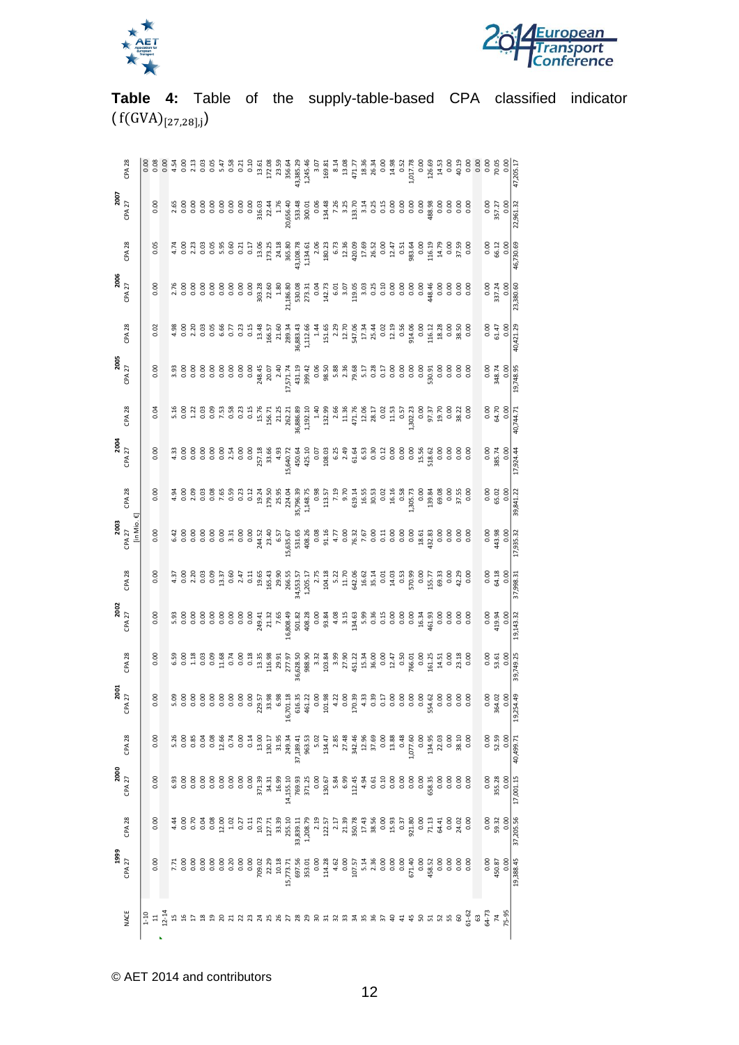**Table 4:** Table of the supply-table-based CPA classified indicator $(f(GVA)_{[27,28],j})$

| NACE | 1999 | | 2000 | | 2001 | | 2002 | | 2003 | | 2004 | | 2005 | | 2006 | | 2007 | |
|---|---|---|---|---|---|---|---|---|---|---|---|---|---|---|---|---|---|---|
| | CPA 27 | CPA 28 | CPA 27 | CPA 28 | CPA 27 | CPA 28 | CPA 27 | CPA 28 | CPA 27 [in Mio. €] | CPA 28 | CPA 27 | CPA 28 | CPA 27 | CPA 28 | CPA 27 | CPA 28 | CPA 27 | CPA 28 |
| 1-10 | | | | | | | | | | | | | | | | | | 0.00 |
| 11 | 0.00 | 0.00 | 0.00 | 0.00 | 0.00 | 0.00 | 0.00 | 0.00 | 0.00 | 0.00 | 0.00 | 0.04 | 0.00 | 0.02 | 0.00 | 0.05 | 0.00 | 0.08 |
| 12-14 | | | | | | | | | | | | | | | | | | 0.00 |
| 15 | 7.71 | 4.44 | 6.93 | 5.26 | 5.09 | 6.59 | 5.93 | 4.37 | 6.42 | 4.94 | 4.33 | 5.16 | 3.93 | 4.98 | 2.76 | 4.74 | 2.65 | 4.54 |
| 16 | 0.00 | 0.00 | 0.00 | 0.00 | 0.00 | 0.00 | 0.00 | 0.00 | 0.00 | 0.00 | 0.00 | 0.00 | 0.00 | 0.00 | 0.00 | 0.00 | 0.00 | 0.00 |
| 17 | 0.00 | 0.70 | 0.00 | 0.85 | 0.00 | 1.18 | 0.00 | 2.20 | 0.00 | 2.09 | 0.00 | 1.22 | 0.00 | 2.20 | 0.00 | 2.23 | 0.00 | 2.13 |
| 18 | 0.00 | 0.04 | 0.00 | 0.04 | 0.00 | 0.03 | 0.00 | 0.03 | 0.00 | 0.03 | 0.00 | 0.03 | 0.00 | 0.03 | 0.00 | 0.03 | 0.00 | 0.03 |
| 19 | 0.00 | 0.08 | 0.00 | 0.08 | 0.00 | 0.09 | 0.00 | 0.09 | 0.00 | 0.08 | 0.00 | 0.09 | 0.00 | 0.05 | 0.00 | 0.05 | 0.00 | 0.05 |
| 20 | 0.00 | 12.00 | 0.00 | 12.66 | 0.00 | 11.68 | 0.00 | 13.37 | 0.00 | 7.65 | 0.00 | 7.53 | 0.00 | 6.66 | 0.00 | 5.95 | 0.00 | 5.47 |
| 21 | 0.20 | 1.02 | 0.00 | 0.74 | 0.00 | 0.74 | 0.00 | 0.60 | 3.31 | 0.59 | 2.54 | 0.58 | 0.00 | 0.77 | 0.00 | 0.60 | 0.00 | 0.58 |
| 22 | 0.00 | 0.27 | 0.00 | 0.00 | 0.00 | 0.00 | 0.00 | 2.47 | 0.00 | 0.23 | 0.00 | 0.23 | 0.00 | 0.23 | 0.00 | 0.21 | 0.00 | 0.21 |
| 23 | 0.00 | 0.11 | 0.00 | 0.14 | 0.00 | 0.18 | 0.00 | 0.11 | 0.00 | 0.12 | 0.00 | 0.15 | 0.00 | 0.15 | 0.00 | 0.17 | 0.00 | 0.10 |
| 24 | 709.02 | 10.73 | 371.39 | 13.00 | 229.57 | 13.35 | 249.41 | 19.65 | 244.52 | 19.24 | 257.18 | 15.76 | 248.45 | 13.48 | 303.28 | 13.06 | 316.03 | 13.61 |
| 25 | 22.29 | 127.71 | 34.31 | 130.17 | 33.98 | 116.98 | 21.32 | 165.43 | 23.40 | 179.50 | 33.66 | 156.71 | 20.07 | 166.57 | 22.60 | 173.25 | 22.44 | 172.08 |
| 26 | 10.18 | 33.39 | 16.99 | 31.95 | 6.98 | 29.91 | 7.65 | 29.90 | 6.57 | 25.95 | 4.93 | 21.25 | 2.40 | 21.60 | 1.80 | 24.18 | 1.76 | 23.59 |
| 27 | 15,773.71 | 255.10 | 14,155.10 | 249.34 | 16,701.18 | 277.97 | 16,808.49 | 266.55 | 15,635.67 | 224.04 | 15,640.72 | 262.21 | 17,571.74 | 289.34 | 21,186.80 | 365.80 | 20,656.40 | 356.64 |
| 28 | 697.56 | 33,839.11 | 769.93 | 37,189.41 | 616.35 | 36,628.50 | 501.82 | 34,553.57 | 531.65 | 35,796.39 | 450.64 | 36,886.89 | 431.19 | 36,883.43 | 530.08 | 43,108.78 | 533.48 | 43,385.29 |
| 29 | 353.01 | 1,208.79 | 371.25 | 963.53 | 461.22 | 988.90 | 408.28 | 1,205.17 | 408.26 | 1,148.75 | 425.10 | 1,192.10 | 399.42 | 1,112.66 | 273.31 | 1,134.61 | 300.01 | 1,245.46 |
| 30 | 0.00 | 2.19 | 0.00 | 5.02 | 0.00 | 3.32 | 0.00 | 2.75 | 0.08 | 0.98 | 0.07 | 1.40 | 0.06 | 1.44 | 0.04 | 2.06 | 0.06 | 3.07 |
| 31 | 114.28 | 122.57 | 130.67 | 134.47 | 101.98 | 103.84 | 93.84 | 104.18 | 91.16 | 113.57 | 108.03 | 132.99 | 98.50 | 151.65 | 142.73 | 180.23 | 134.48 | 169.81 |
| 32 | 4.62 | 2.17 | 5.84 | 2.85 | 4.22 | 3.99 | 4.08 | 5.22 | 4.77 | 7.19 | 6.25 | 2.66 | 5.88 | 2.29 | 6.01 | 6.73 | 7.26 | 8.14 |
| 33 | 0.00 | 21.39 | 6.99 | 27.48 | 0.00 | 27.90 | 3.15 | 11.70 | 0.00 | 9.70 | 2.49 | 11.36 | 2.36 | 12.70 | 3.07 | 12.36 | 3.25 | 13.08 |
| 34 | 107.57 | 350.78 | 112.45 | 342.46 | 170.39 | 451.22 | 134.63 | 642.06 | 76.32 | 619.14 | 61.64 | 471.76 | 79.68 | 547.06 | 119.05 | 420.09 | 133.70 | 471.77 |
| 35 | 5.14 | 17.43 | 4.94 | 12.96 | 4.33 | 15.34 | 5.99 | 16.62 | 7.67 | 16.55 | 6.53 | 12.06 | 5.17 | 17.34 | 3.03 | 17.69 | 3.14 | 18.36 |
| 36 | 2.36 | 38.56 | 0.61 | 37.69 | 0.39 | 36.00 | 0.36 | 35.14 | 0.00 | 30.53 | 0.30 | 28.17 | 0.28 | 25.44 | 0.25 | 26.52 | 0.25 | 26.34 |
| 37 | 0.00 | 0.00 | 0.10 | 0.00 | 0.17 | 0.00 | 0.15 | 0.01 | 0.11 | 0.02 | 0.12 | 0.02 | 0.17 | 0.02 | 0.10 | 0.00 | 0.15 | 0.00 |
| 40 | 0.00 | 15.93 | 0.00 | 13.88 | 0.00 | 12.47 | 0.00 | 14.03 | 0.00 | 16.16 | 0.00 | 11.53 | 0.00 | 12.19 | 0.00 | 12.47 | 0.00 | 14.98 |
| 41 | 0.00 | 0.37 | 0.00 | 0.48 | 0.00 | 0.50 | 0.00 | 0.53 | 0.00 | 0.58 | 0.00 | 0.57 | 0.00 | 0.56 | 0.00 | 0.51 | 0.00 | 0.52 |
| 45 | 671.40 | 921.80 | 0.00 | 1,077.60 | 0.00 | 766.01 | 0.00 | 570.99 | 0.00 | 1,305.73 | 0.00 | 1,302.23 | 0.00 | 914.06 | 0.00 | 983.64 | 0.00 | 1,017.78 |
| 50 | 0.00 | 0.00 | 0.00 | 0.00 | 0.00 | 0.00 | 16.34 | 0.00 | 18.61 | 0.00 | 15.56 | 0.00 | 0.00 | 0.00 | 0.00 | 0.00 | 0.00 | 0.00 |
| 51 | 458.52 | 71.13 | 658.35 | 134.95 | 554.62 | 161.25 | 461.93 | 155.77 | 432.83 | 139.84 | 518.62 | 97.37 | 530.91 | 116.12 | 448.46 | 116.19 | 488.98 | 126.69 |
| 52 | 0.00 | 64.41 | 0.00 | 22.03 | 0.00 | 14.51 | 0.00 | 69.33 | 0.00 | 69.08 | 0.00 | 19.70 | 0.00 | 18.28 | 0.00 | 14.79 | 0.00 | 14.53 |
| 55 | 0.00 | 0.00 | 0.00 | 0.00 | 0.00 | 0.00 | 0.00 | 0.00 | 0.00 | 0.00 | 0.00 | 0.00 | 0.00 | 0.00 | 0.00 | 0.00 | 0.00 | 0.00 |
| 60 | 0.00 | 24.02 | 0.00 | 38.10 | 0.00 | 23.18 | 0.00 | 42.29 | 0.00 | 37.55 | 0.00 | 38.22 | 0.00 | 38.50 | 0.00 | 37.59 | 0.00 | 40.19 |
| 61-62 | 0.00 | 0.00 | 0.00 | 0.00 | 0.00 | 0.00 | 0.00 | 0.00 | 0.00 | 0.00 | 0.00 | 0.00 | 0.00 | 0.00 | 0.00 | 0.00 | 0.00 | 0.00 |
| 63 | | | | | | | | | | | | | | | | | | 0.00 |
| 64-73 | 0.00 | 0.00 | 0.00 | 0.00 | 0.00 | 0.00 | 0.00 | 0.00 | 0.00 | 0.00 | 0.00 | 0.00 | 0.00 | 0.00 | 0.00 | 0.00 | 0.00 | 0.00 |
| 74 | 450.87 | 59.32 | 355.28 | 52.59 | 364.02 | 53.61 | 419.94 | 64.18 | 443.98 | 65.02 | 385.74 | 64.70 | 348.74 | 61.47 | 337.24 | 66.12 | 357.27 | 70.05 |
| 75-95 | 0.00 | 0.00 | 0.00 | 0.00 | 0.00 | 0.00 | 0.00 | 0.00 | 0.00 | 0.00 | 0.00 | 0.00 | 0.00 | 0.00 | 0.00 | 0.00 | 0.00 | 0.00 |
| | 19,388.45 | 37,205.56 | 17,001.15 | 40,499.71 | 19,254.49 | 39,749.25 | 19,143.32 | 37,998.31 | 17,935.32 | 39,841.22 | 17,924.44 | 40,744.71 | 19,748.95 | 40,421.29 | 23,380.60 | 46,730.69 | 22,961.32 | 47,205.17 |

© AET 2014 and contributors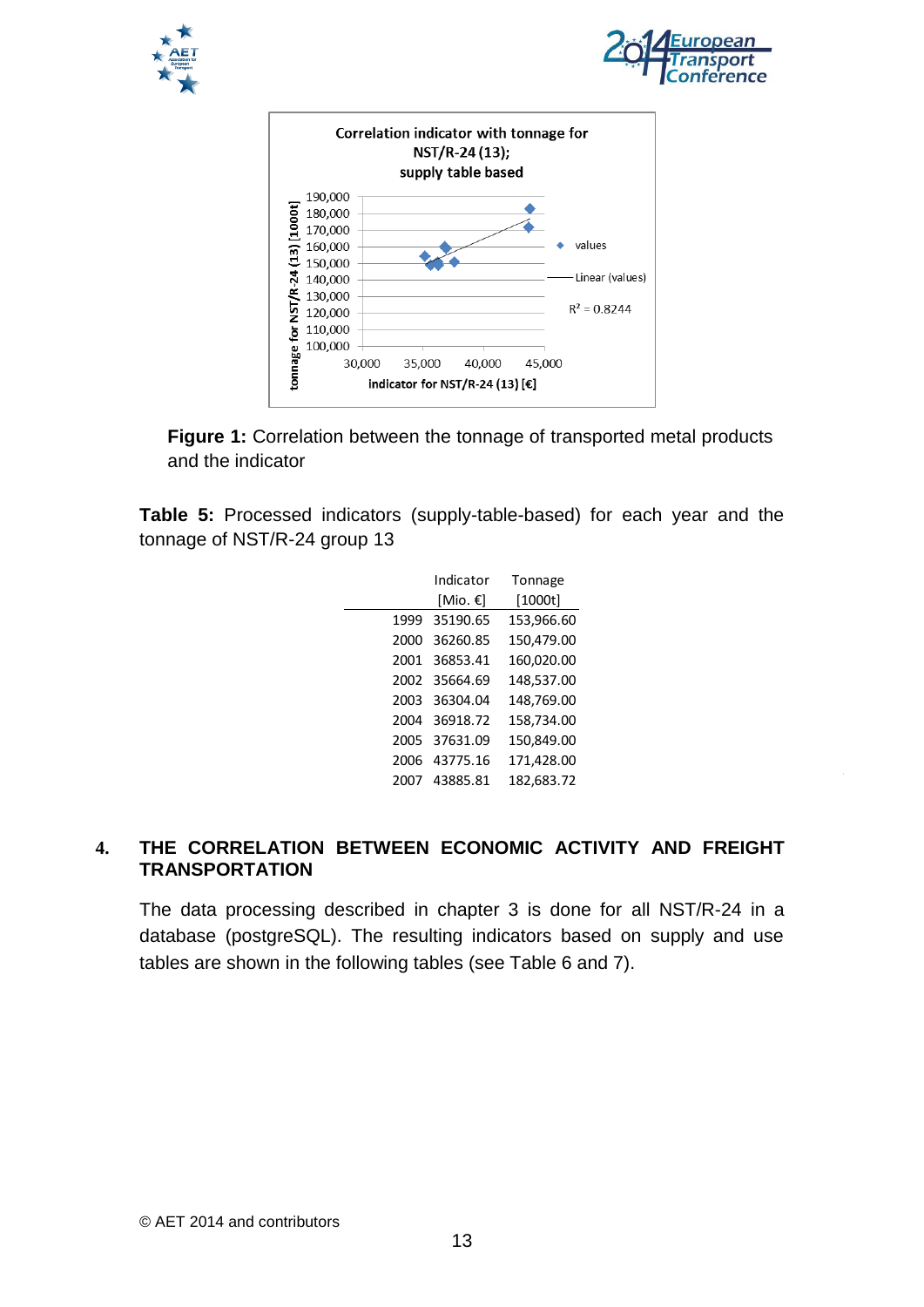**Figure 1:** Correlation between the tonnage of transported metal products and the indicator

**Table 5:** Processed indicators (supply-table-based) for each year and the tonnage of NST/R-24 group 13

| | Indicator [Mio. €] | Tonnage [1000t] |
|---|---|---|
| 1999 | 35190.65 | 153,966.60 |
| 2000 | 36260.85 | 150,479.00 |
| 2001 | 36853.41 | 160,020.00 |
| 2002 | 35664.69 | 148,537.00 |
| 2003 | 36304.04 | 148,769.00 |
| 2004 | 36918.72 | 158,734.00 |
| 2005 | 37631.09 | 150,849.00 |
| 2006 | 43775.16 | 171,428.00 |
| 2007 | 43885.81 | 182,683.72 |

## 4. THE CORRELATION BETWEEN ECONOMIC ACTIVITY AND FREIGHT TRANSPORTATION

The data processing described in chapter 3 is done for all NST/R-24 in a database (postgreSQL). The resulting indicators based on supply and use tables are shown in the following tables (see Table 6 and 7).

© AET 2014 and contributors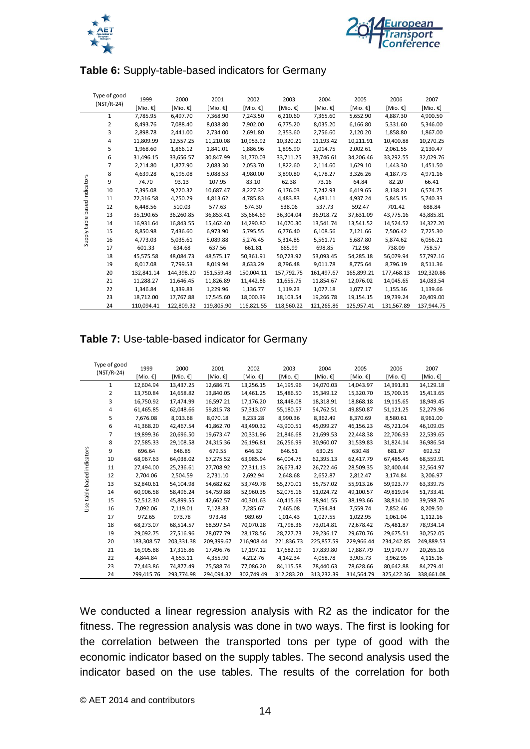**Table 6:** Supply-table-based indicators for Germany

| | Type of good (NST/R-24) | 1999 [Mio. €] | 2000 [Mio. €] | 2001 [Mio. €] | 2002 [Mio. €] | 2003 [Mio. €] | 2004 [Mio. €] | 2005 [Mio. €] | 2006 [Mio. €] | 2007 [Mio. €] |
|---|---|---|---|---|---|---|---|---|---|---|
| Supply table based indicators | 1 | 7,785.95 | 6,497.70 | 7,368.90 | 7,243.50 | 6,210.60 | 7,365.60 | 5,652.90 | 4,887.30 | 4,900.50 |
| | 2 | 8,493.76 | 7,088.40 | 8,038.80 | 7,902.00 | 6,775.20 | 8,035.20 | 6,166.80 | 5,331.60 | 5,346.00 |
| | 3 | 2,898.78 | 2,441.00 | 2,734.00 | 2,691.80 | 2,353.60 | 2,756.60 | 2,120.20 | 1,858.80 | 1,867.00 |
| | 4 | 11,809.99 | 12,557.25 | 11,210.08 | 10,953.92 | 10,320.21 | 11,193.42 | 10,211.91 | 10,400.88 | 10,270.25 |
| | 5 | 1,968.60 | 1,866.12 | 1,841.01 | 1,886.96 | 1,895.90 | 2,014.75 | 2,002.61 | 2,061.55 | 2,130.47 |
| | 6 | 31,496.15 | 33,656.57 | 30,847.99 | 31,770.03 | 33,711.25 | 33,746.61 | 34,206.46 | 33,292.55 | 32,029.76 |
| | 7 | 2,214.80 | 1,877.90 | 2,083.30 | 2,053.70 | 1,822.60 | 2,114.60 | 1,629.10 | 1,443.30 | 1,451.50 |
| | 8 | 4,639.28 | 6,195.08 | 5,088.53 | 4,980.00 | 3,890.80 | 4,178.27 | 3,326.26 | 4,187.73 | 4,971.16 |
| | 9 | 74.70 | 93.13 | 107.95 | 83.10 | 62.38 | 73.16 | 64.84 | 82.20 | 66.41 |
| | 10 | 7,395.08 | 9,220.32 | 10,687.47 | 8,227.32 | 6,176.03 | 7,242.93 | 6,419.65 | 8,138.21 | 6,574.75 |
| | 11 | 72,316.58 | 4,250.29 | 4,813.62 | 4,785.83 | 4,483.83 | 4,481.11 | 4,937.24 | 5,845.15 | 5,740.33 |
| | 12 | 6,448.56 | 510.03 | 577.63 | 574.30 | 538.06 | 537.73 | 592.47 | 701.42 | 688.84 |
| | 13 | 35,190.65 | 36,260.85 | 36,853.41 | 35,664.69 | 36,304.04 | 36,918.72 | 37,631.09 | 43,775.16 | 43,885.81 |
| | 14 | 16,931.64 | 16,843.55 | 15,462.40 | 14,290.80 | 14,070.30 | 13,541.74 | 13,541.52 | 14,524.52 | 14,327.20 |
| | 15 | 8,850.98 | 7,436.60 | 6,973.90 | 5,795.55 | 6,776.40 | 6,108.56 | 7,121.66 | 7,506.42 | 7,725.30 |
| | 16 | 4,773.03 | 5,035.61 | 5,089.88 | 5,276.45 | 5,314.85 | 5,561.71 | 5,687.80 | 5,874.62 | 6,056.21 |
| | 17 | 601.33 | 634.68 | 637.56 | 661.81 | 665.99 | 698.85 | 712.98 | 738.09 | 758.57 |
| | 18 | 45,575.58 | 48,084.73 | 48,575.17 | 50,361.91 | 50,723.92 | 53,093.45 | 54,285.18 | 56,079.94 | 57,797.16 |
| | 19 | 8,017.08 | 7,799.53 | 8,019.94 | 8,633.29 | 8,796.48 | 9,011.78 | 8,775.64 | 8,796.19 | 8,511.36 |
| | 20 | 132,841.14 | 144,398.20 | 151,559.48 | 150,004.11 | 157,792.75 | 161,497.67 | 165,899.21 | 177,468.13 | 192,320.86 |
| | 21 | 11,288.27 | 11,646.45 | 11,826.89 | 11,442.86 | 11,655.75 | 11,854.67 | 12,076.02 | 14,045.65 | 14,083.54 |
| | 22 | 1,346.84 | 1,339.83 | 1,229.96 | 1,136.77 | 1,119.23 | 1,077.18 | 1,077.17 | 1,155.36 | 1,139.66 |
| | 23 | 18,712.00 | 17,767.88 | 17,545.60 | 18,000.39 | 18,103.54 | 19,266.78 | 19,154.15 | 19,739.24 | 20,409.00 |
| | 24 | 110,094.41 | 122,809.32 | 119,805.90 | 116,821.55 | 118,560.22 | 121,265.86 | 125,957.41 | 131,567.89 | 137,944.75 |

**Table 7:** Use-table-based indicator for Germany

| | Type of good (NST/R-24) | 1999 [Mio. €] | 2000 [Mio. €] | 2001 [Mio. €] | 2002 [Mio. €] | 2003 [Mio. €] | 2004 [Mio. €] | 2005 [Mio. €] | 2006 [Mio. €] | 2007 [Mio. €] |
|---|---|---|---|---|---|---|---|---|---|---|
| Use table based indicators | 1 | 12,604.94 | 13,437.25 | 12,686.71 | 13,256.15 | 14,195.96 | 14,070.03 | 14,043.97 | 14,391.81 | 14,129.18 |
| | 2 | 13,750.84 | 14,658.82 | 13,840.05 | 14,461.25 | 15,486.50 | 15,349.12 | 15,320.70 | 15,700.15 | 15,413.65 |
| | 3 | 16,750.92 | 17,474.99 | 16,597.21 | 17,176.20 | 18,448.08 | 18,318.91 | 18,868.18 | 19,115.65 | 18,949.45 |
| | 4 | 61,465.85 | 62,048.66 | 59,815.78 | 57,313.07 | 55,180.57 | 54,762.51 | 49,850.87 | 51,121.25 | 52,279.96 |
| | 5 | 7,676.08 | 8,013.68 | 8,070.18 | 8,233.28 | 8,990.36 | 8,362.49 | 8,370.69 | 8,580.61 | 8,961.00 |
| | 6 | 41,368.20 | 42,467.54 | 41,862.70 | 43,490.32 | 43,900.51 | 45,099.27 | 46,156.23 | 45,721.04 | 46,109.05 |
| | 7 | 19,899.36 | 20,696.50 | 19,673.47 | 20,331.96 | 21,846.68 | 21,699.53 | 22,448.38 | 22,706.93 | 22,539.65 |
| | 8 | 27,585.33 | 29,108.58 | 24,315.36 | 26,196.81 | 26,256.99 | 30,960.07 | 31,539.83 | 31,824.14 | 36,986.54 |
| | 9 | 696.64 | 646.85 | 679.55 | 646.32 | 646.51 | 630.25 | 630.48 | 681.67 | 692.52 |
| | 10 | 68,967.63 | 64,038.02 | 67,275.52 | 63,985.94 | 64,004.75 | 62,395.13 | 62,417.79 | 67,485.45 | 68,559.91 |
| | 11 | 27,494.00 | 25,236.61 | 27,708.92 | 27,311.13 | 26,673.42 | 26,722.46 | 28,509.35 | 32,400.44 | 32,564.97 |
| | 12 | 2,704.06 | 2,504.59 | 2,731.10 | 2,692.94 | 2,648.68 | 2,652.87 | 2,812.47 | 3,174.84 | 3,206.97 |
| | 13 | 52,840.61 | 54,104.98 | 54,682.62 | 53,749.78 | 55,270.01 | 55,757.02 | 55,913.26 | 59,923.77 | 63,339.75 |
| | 14 | 60,906.58 | 58,496.24 | 54,759.88 | 52,960.35 | 52,075.16 | 51,024.72 | 49,100.57 | 49,819.94 | 51,733.41 |
| | 15 | 52,512.30 | 45,899.55 | 42,662.57 | 40,301.63 | 40,415.69 | 38,941.55 | 38,193.66 | 38,814.10 | 39,598.76 |
| | 16 | 7,092.06 | 7,119.01 | 7,128.83 | 7,285.67 | 7,465.08 | 7,594.84 | 7,559.74 | 7,852.46 | 8,209.50 |
| | 17 | 972.65 | 973.78 | 973.48 | 989.69 | 1,014.43 | 1,027.55 | 1,022.95 | 1,061.04 | 1,112.16 |
| | 18 | 68,273.07 | 68,514.57 | 68,597.54 | 70,070.28 | 71,798.36 | 73,014.81 | 72,678.42 | 75,481.87 | 78,934.14 |
| | 19 | 29,092.75 | 27,516.96 | 28,077.79 | 28,178.56 | 28,727.73 | 29,236.17 | 29,670.76 | 29,675.51 | 30,252.05 |
| | 20 | 183,308.57 | 203,331.38 | 209,399.67 | 216,908.44 | 221,836.73 | 225,857.59 | 229,966.44 | 234,242.85 | 249,889.53 |
| | 21 | 16,905.88 | 17,316.86 | 17,496.76 | 17,197.12 | 17,682.19 | 17,839.80 | 17,887.79 | 19,170.77 | 20,265.16 |
| | 22 | 4,844.84 | 4,653.11 | 4,355.90 | 4,212.76 | 4,142.34 | 4,058.78 | 3,905.73 | 3,962.95 | 4,115.16 |
| | 23 | 72,443.86 | 74,877.49 | 75,588.74 | 77,086.20 | 84,115.58 | 78,440.63 | 78,628.66 | 80,642.88 | 84,279.41 |
| | 24 | 299,415.76 | 293,774.98 | 294,094.32 | 302,749.49 | 312,283.20 | 313,232.39 | 314,564.79 | 325,422.36 | 338,661.08 |

We conducted a linear regression analysis with R2 as the indicator for the fitness. The regression analysis was done in two ways. The first is looking for the correlation between the transported tons per type of good with the economic indicator based on the supply tables. The second analysis used the indicator based on the use tables. The results of the correlation for both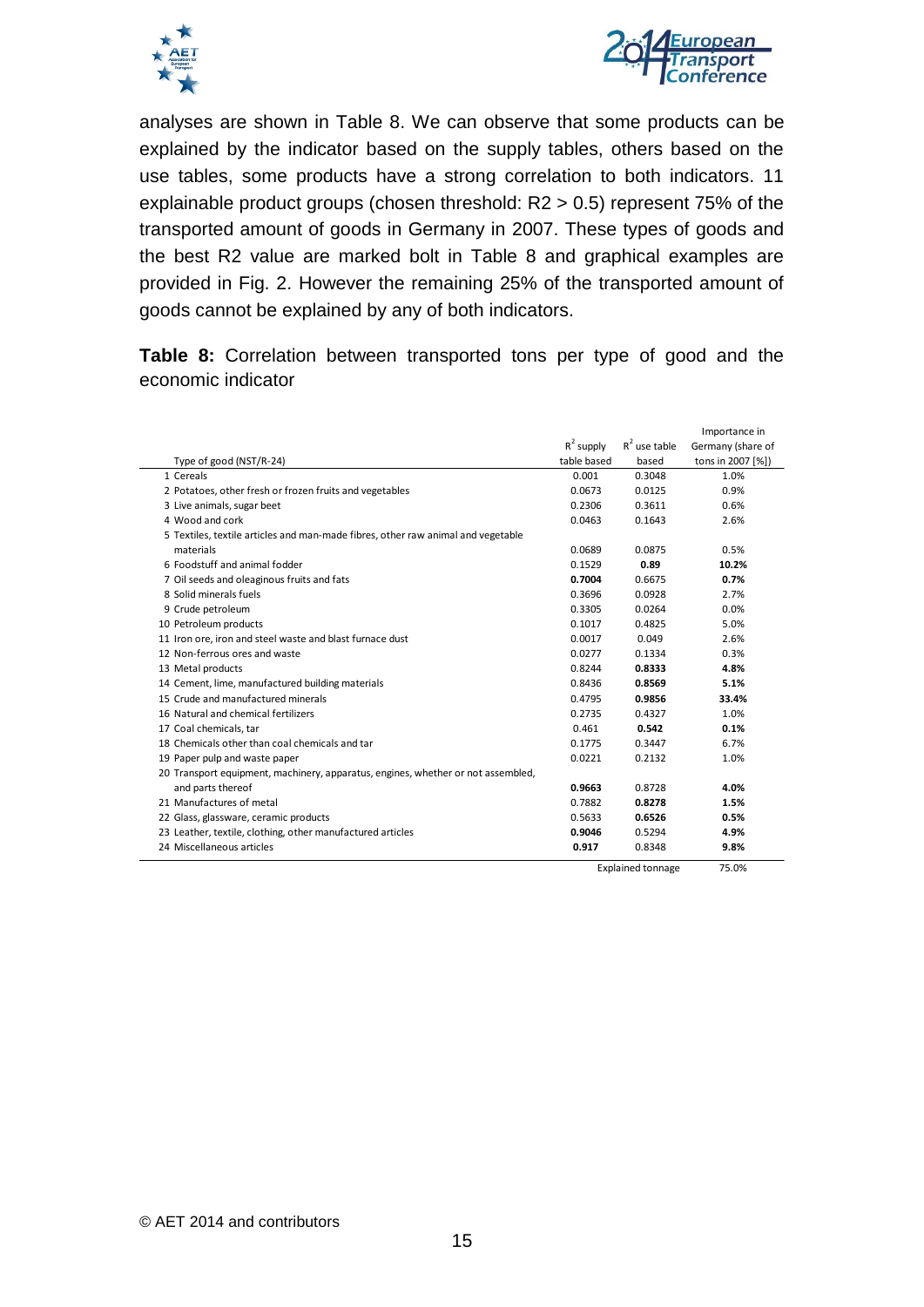analyses are shown in Table 8. We can observe that some products can be explained by the indicator based on the supply tables, others based on the use tables, some products have a strong correlation to both indicators. 11 explainable product groups (chosen threshold: R2 > 0.5) represent 75% of the transported amount of goods in Germany in 2007. These types of goods and the best R2 value are marked bolt in Table 8 and graphical examples are provided in Fig. 2. However the remaining 25% of the transported amount of goods cannot be explained by any of both indicators.

**Table 8:** Correlation between transported tons per type of good and the economic indicator

| Type of good (NST/R-24) | $R^2$ supply table based | $R^2$ use table based | Importance in Germany (share of tons in 2007 [%]) |
|---|---|---|---|
| 1 Cereals | 0.001 | 0.3048 | 1.0% |
| 2 Potatoes, other fresh or frozen fruits and vegetables | 0.0673 | 0.0125 | 0.9% |
| 3 Live animals, sugar beet | 0.2306 | 0.3611 | 0.6% |
| 4 Wood and cork | 0.0463 | 0.1643 | 2.6% |
| 5 Textiles, textile articles and man-made fibres, other raw animal and vegetable materials | 0.0689 | 0.0875 | 0.5% |
| 6 Foodstuff and animal fodder | 0.1529 | **0.89** | **10.2%** |
| 7 Oil seeds and oleaginous fruits and fats | **0.7004** | 0.6675 | **0.7%** |
| 8 Solid minerals fuels | 0.3696 | 0.0928 | 2.7% |
| 9 Crude petroleum | 0.3305 | 0.0264 | 0.0% |
| 10 Petroleum products | 0.1017 | 0.4825 | 5.0% |
| 11 Iron ore, iron and steel waste and blast furnace dust | 0.0017 | 0.049 | 2.6% |
| 12 Non-ferrous ores and waste | 0.0277 | 0.1334 | 0.3% |
| 13 Metal products | 0.8244 | **0.8333** | **4.8%** |
| 14 Cement, lime, manufactured building materials | 0.8436 | **0.8569** | **5.1%** |
| 15 Crude and manufactured minerals | 0.4795 | **0.9856** | **33.4%** |
| 16 Natural and chemical fertilizers | 0.2735 | 0.4327 | 1.0% |
| 17 Coal chemicals, tar | 0.461 | **0.542** | **0.1%** |
| 18 Chemicals other than coal chemicals and tar | 0.1775 | 0.3447 | 6.7% |
| 19 Paper pulp and waste paper | 0.0221 | 0.2132 | 1.0% |
| 20 Transport equipment, machinery, apparatus, engines, whether or not assembled, and parts thereof | **0.9663** | 0.8728 | **4.0%** |
| 21 Manufactures of metal | 0.7882 | **0.8278** | **1.5%** |
| 22 Glass, glassware, ceramic products | 0.5633 | **0.6526** | **0.5%** |
| 23 Leather, textile, clothing, other manufactured articles | **0.9046** | 0.5294 | **4.9%** |
| 24 Miscellaneous articles | **0.917** | 0.8348 | **9.8%** |
| | | Explained tonnage | 75.0% |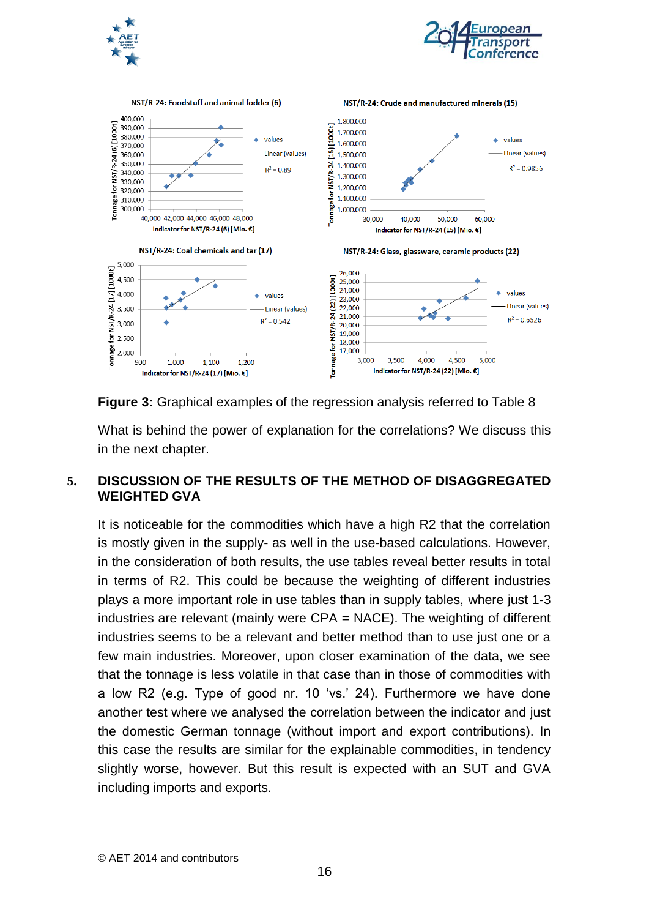**Figure 3:** Graphical examples of the regression analysis referred to Table 8

What is behind the power of explanation for the correlations? We discuss this in the next chapter.

## 5. DISCUSSION OF THE RESULTS OF THE METHOD OF DISAGGREGATED WEIGHTED GVA

It is noticeable for the commodities which have a high R2 that the correlation is mostly given in the supply- as well in the use-based calculations. However, in the consideration of both results, the use tables reveal better results in total in terms of R2. This could be because the weighting of different industries plays a more important role in use tables than in supply tables, where just 1-3 industries are relevant (mainly were CPA = NACE). The weighting of different industries seems to be a relevant and better method than to use just one or a few main industries. Moreover, upon closer examination of the data, we see that the tonnage is less volatile in that case than in those of commodities with a low R2 (e.g. Type of good nr. 10 'vs.' 24). Furthermore we have done another test where we analysed the correlation between the indicator and just the domestic German tonnage (without import and export contributions). In this case the results are similar for the explainable commodities, in tendency slightly worse, however. But this result is expected with an SUT and GVA including imports and exports.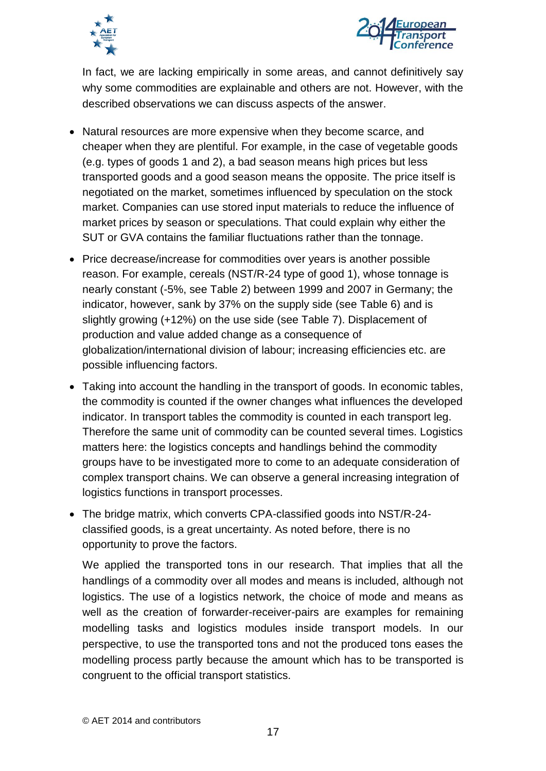In fact, we are lacking empirically in some areas, and cannot definitively say why some commodities are explainable and others are not. However, with the described observations we can discuss aspects of the answer.

- Natural resources are more expensive when they become scarce, and cheaper when they are plentiful. For example, in the case of vegetable goods (e.g. types of goods 1 and 2), a bad season means high prices but less transported goods and a good season means the opposite. The price itself is negotiated on the market, sometimes influenced by speculation on the stock market. Companies can use stored input materials to reduce the influence of market prices by season or speculations. That could explain why either the SUT or GVA contains the familiar fluctuations rather than the tonnage.
- Price decrease/increase for commodities over years is another possible reason. For example, cereals (NST/R-24 type of good 1), whose tonnage is nearly constant (-5%, see Table 2) between 1999 and 2007 in Germany; the indicator, however, sank by 37% on the supply side (see Table 6) and is slightly growing (+12%) on the use side (see Table 7). Displacement of production and value added change as a consequence of globalization/international division of labour; increasing efficiencies etc. are possible influencing factors.
- Taking into account the handling in the transport of goods. In economic tables, the commodity is counted if the owner changes what influences the developed indicator. In transport tables the commodity is counted in each transport leg. Therefore the same unit of commodity can be counted several times. Logistics matters here: the logistics concepts and handlings behind the commodity groups have to be investigated more to come to an adequate consideration of complex transport chains. We can observe a general increasing integration of logistics functions in transport processes.
- The bridge matrix, which converts CPA-classified goods into NST/R-24-classified goods, is a great uncertainty. As noted before, there is no opportunity to prove the factors.

We applied the transported tons in our research. That implies that all the handlings of a commodity over all modes and means is included, although not logistics. The use of a logistics network, the choice of mode and means as well as the creation of forwarder-receiver-pairs are examples for remaining modelling tasks and logistics modules inside transport models. In our perspective, to use the transported tons and not the produced tons eases the modelling process partly because the amount which has to be transported is congruent to the official transport statistics.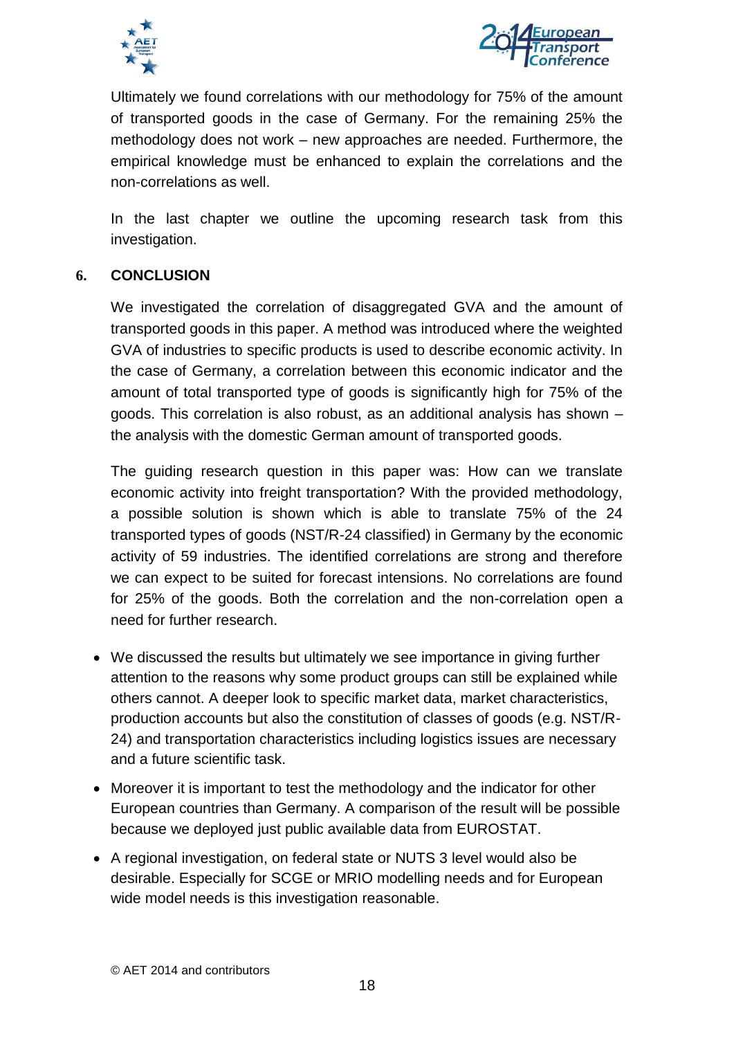Ultimately we found correlations with our methodology for 75% of the amount of transported goods in the case of Germany. For the remaining 25% the methodology does not work – new approaches are needed. Furthermore, the empirical knowledge must be enhanced to explain the correlations and the non-correlations as well.

In the last chapter we outline the upcoming research task from this investigation.

## 6. CONCLUSION

We investigated the correlation of disaggregated GVA and the amount of transported goods in this paper. A method was introduced where the weighted GVA of industries to specific products is used to describe economic activity. In the case of Germany, a correlation between this economic indicator and the amount of total transported type of goods is significantly high for 75% of the goods. This correlation is also robust, as an additional analysis has shown – the analysis with the domestic German amount of transported goods.

The guiding research question in this paper was: How can we translate economic activity into freight transportation? With the provided methodology, a possible solution is shown which is able to translate 75% of the 24 transported types of goods (NST/R-24 classified) in Germany by the economic activity of 59 industries. The identified correlations are strong and therefore we can expect to be suited for forecast intensions. No correlations are found for 25% of the goods. Both the correlation and the non-correlation open a need for further research.

- We discussed the results but ultimately we see importance in giving further attention to the reasons why some product groups can still be explained while others cannot. A deeper look to specific market data, market characteristics, production accounts but also the constitution of classes of goods (e.g. NST/R-24) and transportation characteristics including logistics issues are necessary and a future scientific task.
- Moreover it is important to test the methodology and the indicator for other European countries than Germany. A comparison of the result will be possible because we deployed just public available data from EUROSTAT.
- A regional investigation, on federal state or NUTS 3 level would also be desirable. Especially for SCGE or MRIO modelling needs and for European wide model needs is this investigation reasonable.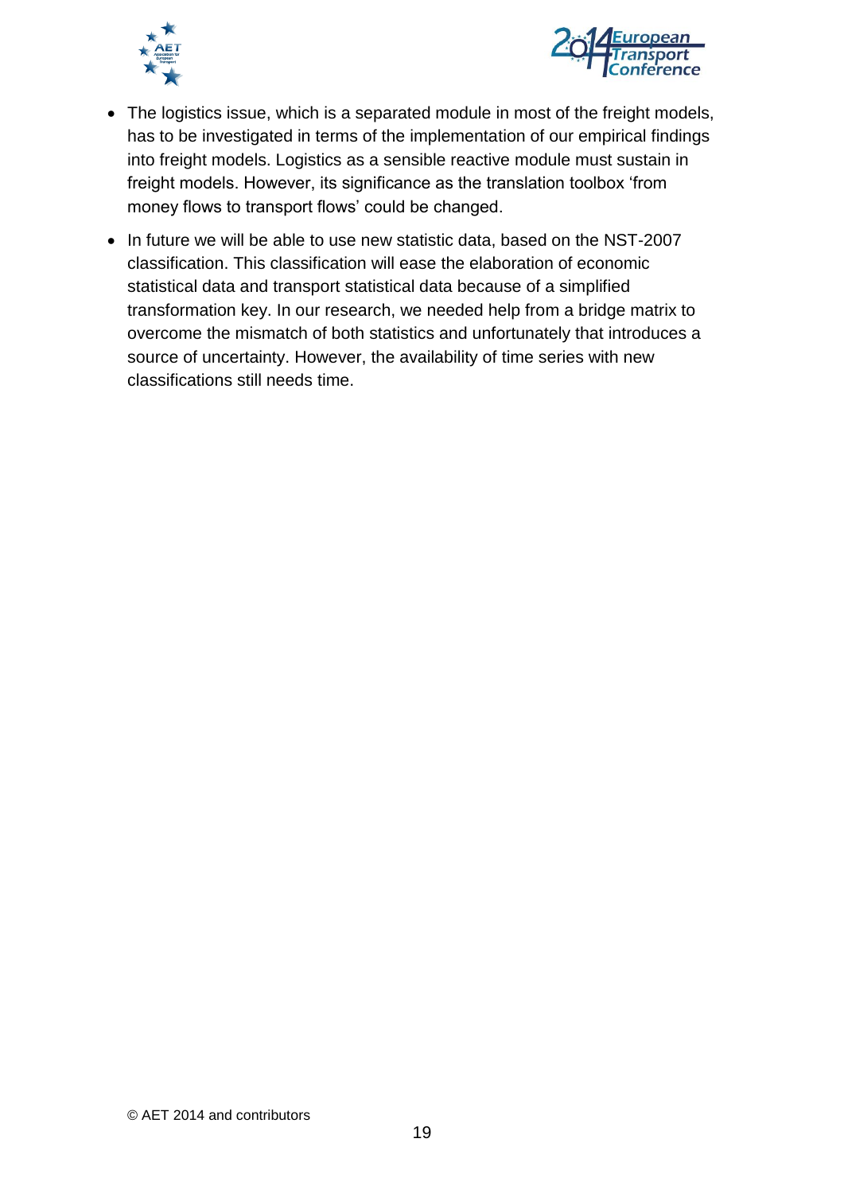- The logistics issue, which is a separated module in most of the freight models, has to be investigated in terms of the implementation of our empirical findings into freight models. Logistics as a sensible reactive module must sustain in freight models. However, its significance as the translation toolbox 'from money flows to transport flows' could be changed.
- In future we will be able to use new statistic data, based on the NST-2007 classification. This classification will ease the elaboration of economic statistical data and transport statistical data because of a simplified transformation key. In our research, we needed help from a bridge matrix to overcome the mismatch of both statistics and unfortunately that introduces a source of uncertainty. However, the availability of time series with new classifications still needs time.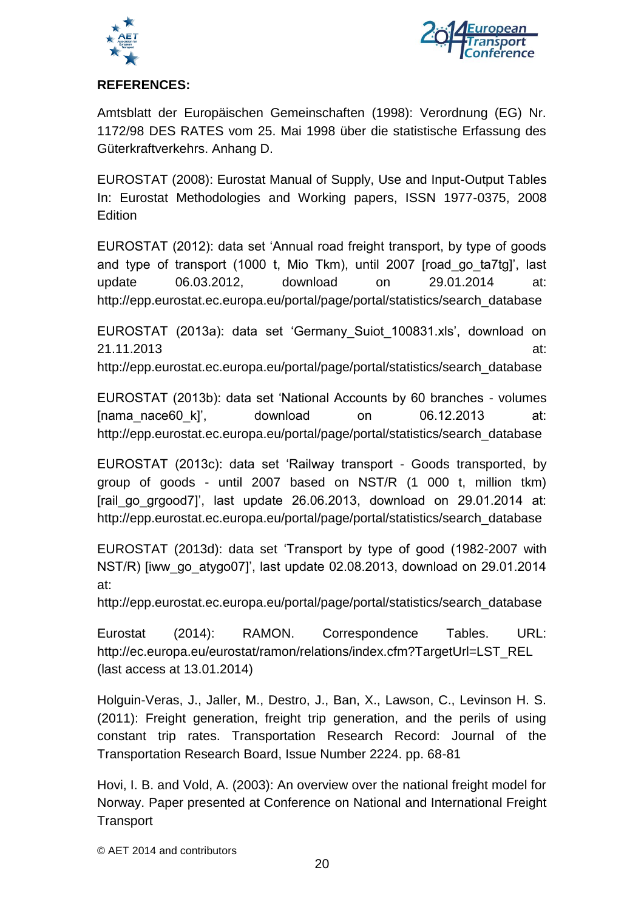**REFERENCES:**

Amtsblatt der Europäischen Gemeinschaften (1998): Verordnung (EG) Nr. 1172/98 DES RATES vom 25. Mai 1998 über die statistische Erfassung des Güterkraftverkehrs. Anhang D.

EUROSTAT (2008): Eurostat Manual of Supply, Use and Input-Output Tables In: Eurostat Methodologies and Working papers, ISSN 1977-0375, 2008 Edition

EUROSTAT (2012): data set 'Annual road freight transport, by type of goods and type of transport (1000 t, Mio Tkm), until 2007 [road_go_ta7tg]', last update 06.03.2012, download on 29.01.2014 at: http://epp.eurostat.ec.europa.eu/portal/page/portal/statistics/search_database

EUROSTAT (2013a): data set 'Germany_Suiot_100831.xls', download on 21.11.2013 at: http://epp.eurostat.ec.europa.eu/portal/page/portal/statistics/search_database

EUROSTAT (2013b): data set 'National Accounts by 60 branches - volumes [nama_nace60_k]', download on 06.12.2013 at: http://epp.eurostat.ec.europa.eu/portal/page/portal/statistics/search_database

EUROSTAT (2013c): data set 'Railway transport - Goods transported, by group of goods - until 2007 based on NST/R (1 000 t, million tkm) [rail_go_grgood7]', last update 26.06.2013, download on 29.01.2014 at: http://epp.eurostat.ec.europa.eu/portal/page/portal/statistics/search_database

EUROSTAT (2013d): data set 'Transport by type of good (1982-2007 with NST/R) [iww_go_atygo07]', last update 02.08.2013, download on 29.01.2014 at:
http://epp.eurostat.ec.europa.eu/portal/page/portal/statistics/search_database

Eurostat (2014): RAMON. Correspondence Tables. URL: http://ec.europa.eu/eurostat/ramon/relations/index.cfm?TargetUrl=LST_REL (last access at 13.01.2014)

Holguin-Veras, J., Jaller, M., Destro, J., Ban, X., Lawson, C., Levinson H. S. (2011): Freight generation, freight trip generation, and the perils of using constant trip rates. Transportation Research Record: Journal of the Transportation Research Board, Issue Number 2224. pp. 68-81

Hovi, I. B. and Vold, A. (2003): An overview over the national freight model for Norway. Paper presented at Conference on National and International Freight Transport

© AET 2014 and contributors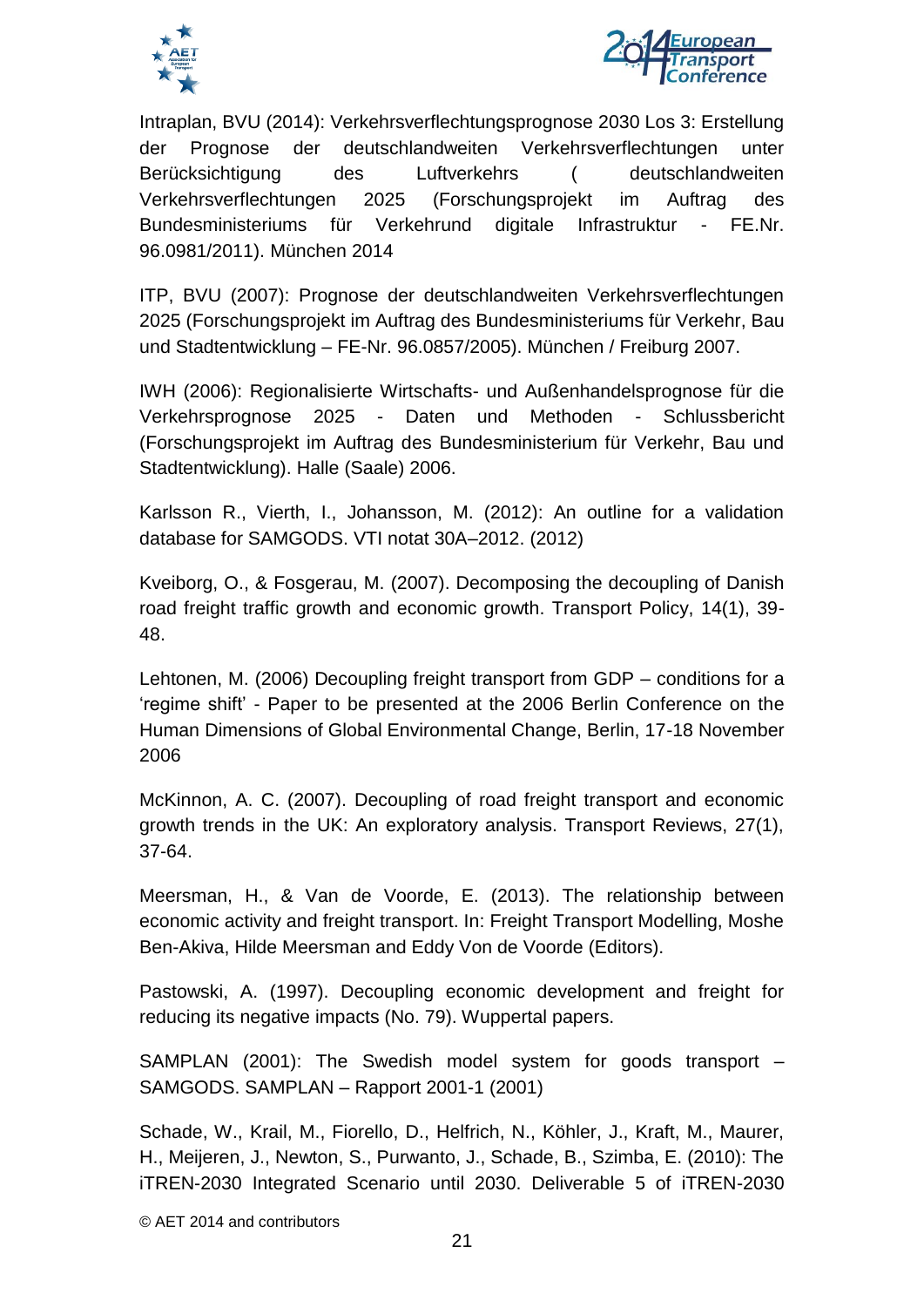Intraplan, BVU (2014): Verkehrsverflechtungsprognose 2030 Los 3: Erstellung der Prognose der deutschlandweiten Verkehrsverflechtungen unter Berücksichtigung des Luftverkehrs ( deutschlandweiten Verkehrsverflechtungen 2025 (Forschungsprojekt im Auftrag des Bundesministeriums für Verkehrund digitale Infrastruktur - FE.Nr. 96.0981/2011). München 2014

ITP, BVU (2007): Prognose der deutschlandweiten Verkehrsverflechtungen 2025 (Forschungsprojekt im Auftrag des Bundesministeriums für Verkehr, Bau und Stadtentwicklung – FE-Nr. 96.0857/2005). München / Freiburg 2007.

IWH (2006): Regionalisierte Wirtschafts- und Außenhandelsprognose für die Verkehrsprognose 2025 - Daten und Methoden - Schlussbericht (Forschungsprojekt im Auftrag des Bundesministerium für Verkehr, Bau und Stadtentwicklung). Halle (Saale) 2006.

Karlsson R., Vierth, I., Johansson, M. (2012): An outline for a validation database for SAMGODS. VTI notat 30A–2012. (2012)

Kveiborg, O., & Fosgerau, M. (2007). Decomposing the decoupling of Danish road freight traffic growth and economic growth. Transport Policy, 14(1), 39-48.

Lehtonen, M. (2006) Decoupling freight transport from GDP – conditions for a 'regime shift' - Paper to be presented at the 2006 Berlin Conference on the Human Dimensions of Global Environmental Change, Berlin, 17-18 November 2006

McKinnon, A. C. (2007). Decoupling of road freight transport and economic growth trends in the UK: An exploratory analysis. Transport Reviews, 27(1), 37-64.

Meersman, H., & Van de Voorde, E. (2013). The relationship between economic activity and freight transport. In: Freight Transport Modelling, Moshe Ben-Akiva, Hilde Meersman and Eddy Von de Voorde (Editors).

Pastowski, A. (1997). Decoupling economic development and freight for reducing its negative impacts (No. 79). Wuppertal papers.

SAMPLAN (2001): The Swedish model system for goods transport – SAMGODS. SAMPLAN – Rapport 2001-1 (2001)

Schade, W., Krail, M., Fiorello, D., Helfrich, N., Köhler, J., Kraft, M., Maurer, H., Meijeren, J., Newton, S., Purwanto, J., Schade, B., Szimba, E. (2010): The iTREN-2030 Integrated Scenario until 2030. Deliverable 5 of iTREN-2030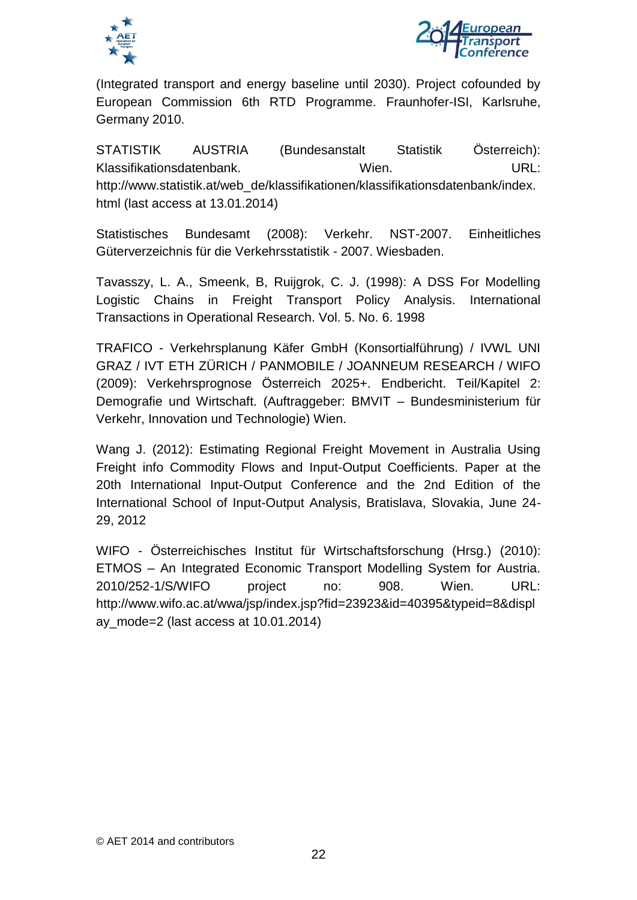(Integrated transport and energy baseline until 2030). Project cofounded by European Commission 6th RTD Programme. Fraunhofer-ISI, Karlsruhe, Germany 2010.

STATISTIK AUSTRIA (Bundesanstalt Statistik Österreich): Klassifikationsdatenbank. Wien. URL: http://www.statistik.at/web_de/klassifikationen/klassifikationsdatenbank/index.html (last access at 13.01.2014)

Statistisches Bundesamt (2008): Verkehr. NST-2007. Einheitliches Güterverzeichnis für die Verkehrsstatistik - 2007. Wiesbaden.

Tavasszy, L. A., Smeenk, B, Ruijgrok, C. J. (1998): A DSS For Modelling Logistic Chains in Freight Transport Policy Analysis. International Transactions in Operational Research. Vol. 5. No. 6. 1998

TRAFICO - Verkehrsplanung Käfer GmbH (Konsortialführung) / IVWL UNI GRAZ / IVT ETH ZÜRICH / PANMOBILE / JOANNEUM RESEARCH / WIFO (2009): Verkehrsprognose Österreich 2025+. Endbericht. Teil/Kapitel 2: Demografie und Wirtschaft. (Auftraggeber: BMVIT – Bundesministerium für Verkehr, Innovation und Technologie) Wien.

Wang J. (2012): Estimating Regional Freight Movement in Australia Using Freight info Commodity Flows and Input-Output Coefficients. Paper at the 20th International Input-Output Conference and the 2nd Edition of the International School of Input-Output Analysis, Bratislava, Slovakia, June 24-29, 2012

WIFO - Österreichisches Institut für Wirtschaftsforschung (Hrsg.) (2010): ETMOS – An Integrated Economic Transport Modelling System for Austria. 2010/252-1/S/WIFO project no: 908. Wien. URL: http://www.wifo.ac.at/wwa/jsp/index.jsp?fid=23923&id=40395&typeid=8&display_mode=2 (last access at 10.01.2014)

© AET 2014 and contributors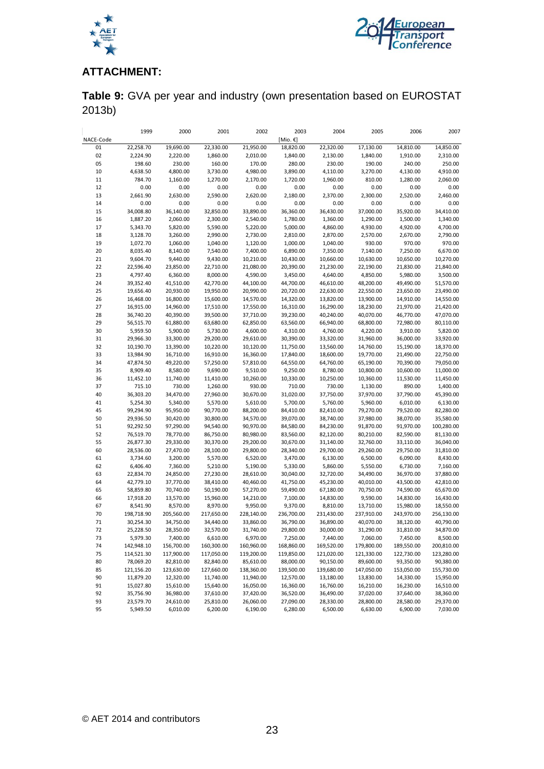## ATTACHMENT:

**Table 9:** GVA per year and industry (own presentation based on EUROSTAT 2013b)

| NACE-Code | 1999 | 2000 | 2001 | 2002 | 2003 | 2004 | 2005 | 2006 | 2007 |
|---|---|---|---|---|---|---|---|---|---|
| | | | | | [Mio. €] | | | | |
| 01 | 22,258.70 | 19,690.00 | 22,330.00 | 21,950.00 | 18,820.00 | 22,320.00 | 17,130.00 | 14,810.00 | 14,850.00 |
| 02 | 2,224.90 | 2,220.00 | 1,860.00 | 2,010.00 | 1,840.00 | 2,130.00 | 1,840.00 | 1,910.00 | 2,310.00 |
| 05 | 198.60 | 230.00 | 160.00 | 170.00 | 280.00 | 230.00 | 190.00 | 240.00 | 250.00 |
| 10 | 4,638.50 | 4,800.00 | 3,730.00 | 4,980.00 | 3,890.00 | 4,110.00 | 3,270.00 | 4,130.00 | 4,910.00 |
| 11 | 784.70 | 1,160.00 | 1,270.00 | 2,170.00 | 1,720.00 | 1,960.00 | 810.00 | 1,280.00 | 2,060.00 |
| 12 | 0.00 | 0.00 | 0.00 | 0.00 | 0.00 | 0.00 | 0.00 | 0.00 | 0.00 |
| 13 | 2,661.90 | 2,630.00 | 2,590.00 | 2,620.00 | 2,180.00 | 2,370.00 | 2,300.00 | 2,520.00 | 2,460.00 |
| 14 | 0.00 | 0.00 | 0.00 | 0.00 | 0.00 | 0.00 | 0.00 | 0.00 | 0.00 |
| 15 | 34,008.80 | 36,140.00 | 32,850.00 | 33,890.00 | 36,360.00 | 36,430.00 | 37,000.00 | 35,920.00 | 34,410.00 |
| 16 | 1,887.20 | 2,060.00 | 2,300.00 | 2,540.00 | 1,780.00 | 1,360.00 | 1,290.00 | 1,500.00 | 1,340.00 |
| 17 | 5,343.70 | 5,820.00 | 5,590.00 | 5,220.00 | 5,000.00 | 4,860.00 | 4,930.00 | 4,920.00 | 4,700.00 |
| 18 | 3,128.70 | 3,260.00 | 2,990.00 | 2,730.00 | 2,810.00 | 2,870.00 | 2,570.00 | 2,670.00 | 2,790.00 |
| 19 | 1,072.70 | 1,060.00 | 1,040.00 | 1,120.00 | 1,000.00 | 1,040.00 | 930.00 | 970.00 | 970.00 |
| 20 | 8,035.40 | 8,140.00 | 7,540.00 | 7,400.00 | 6,890.00 | 7,350.00 | 7,140.00 | 7,250.00 | 6,670.00 |
| 21 | 9,604.70 | 9,440.00 | 9,430.00 | 10,210.00 | 10,430.00 | 10,660.00 | 10,630.00 | 10,650.00 | 10,270.00 |
| 22 | 22,596.40 | 23,850.00 | 22,710.00 | 21,080.00 | 20,390.00 | 21,230.00 | 22,190.00 | 21,830.00 | 21,840.00 |
| 23 | 4,797.40 | 6,360.00 | 8,000.00 | 4,590.00 | 3,450.00 | 4,640.00 | 4,850.00 | 5,980.00 | 3,500.00 |
| 24 | 39,352.40 | 41,510.00 | 42,770.00 | 44,100.00 | 44,700.00 | 46,610.00 | 48,200.00 | 49,490.00 | 51,570.00 |
| 25 | 19,656.40 | 20,930.00 | 19,950.00 | 20,990.00 | 20,720.00 | 22,630.00 | 22,550.00 | 23,650.00 | 23,490.00 |
| 26 | 16,468.00 | 16,800.00 | 15,600.00 | 14,570.00 | 14,320.00 | 13,820.00 | 13,900.00 | 14,910.00 | 14,550.00 |
| 27 | 16,915.00 | 14,960.00 | 17,510.00 | 17,550.00 | 16,310.00 | 16,290.00 | 18,230.00 | 21,970.00 | 21,420.00 |
| 28 | 36,740.20 | 40,390.00 | 39,500.00 | 37,710.00 | 39,230.00 | 40,240.00 | 40,070.00 | 46,770.00 | 47,070.00 |
| 29 | 56,515.70 | 61,880.00 | 63,680.00 | 62,850.00 | 63,560.00 | 66,940.00 | 68,800.00 | 72,980.00 | 80,110.00 |
| 30 | 5,959.50 | 5,900.00 | 5,730.00 | 4,600.00 | 4,310.00 | 4,760.00 | 4,220.00 | 3,910.00 | 5,820.00 |
| 31 | 29,966.30 | 33,300.00 | 29,200.00 | 29,610.00 | 30,390.00 | 33,320.00 | 31,960.00 | 36,000.00 | 33,920.00 |
| 32 | 10,190.70 | 13,390.00 | 10,220.00 | 10,120.00 | 11,750.00 | 13,560.00 | 14,760.00 | 15,190.00 | 18,370.00 |
| 33 | 13,984.90 | 16,710.00 | 16,910.00 | 16,360.00 | 17,840.00 | 18,600.00 | 19,770.00 | 21,490.00 | 22,750.00 |
| 34 | 47,874.50 | 49,220.00 | 57,250.00 | 57,810.00 | 64,550.00 | 64,760.00 | 65,190.00 | 70,390.00 | 79,050.00 |
| 35 | 8,909.40 | 8,580.00 | 9,690.00 | 9,510.00 | 9,250.00 | 8,780.00 | 10,800.00 | 10,600.00 | 11,000.00 |
| 36 | 11,452.10 | 11,740.00 | 11,410.00 | 10,260.00 | 10,330.00 | 10,250.00 | 10,360.00 | 11,530.00 | 11,450.00 |
| 37 | 715.10 | 730.00 | 1,260.00 | 930.00 | 710.00 | 730.00 | 1,130.00 | 890.00 | 1,400.00 |
| 40 | 36,303.20 | 34,470.00 | 27,960.00 | 30,670.00 | 31,020.00 | 37,750.00 | 37,970.00 | 37,790.00 | 45,390.00 |
| 41 | 5,254.30 | 5,340.00 | 5,570.00 | 5,610.00 | 5,700.00 | 5,760.00 | 5,960.00 | 6,010.00 | 6,130.00 |
| 45 | 99,294.90 | 95,950.00 | 90,770.00 | 88,200.00 | 84,410.00 | 82,410.00 | 79,270.00 | 79,520.00 | 82,280.00 |
| 50 | 29,936.50 | 30,420.00 | 30,800.00 | 34,570.00 | 39,070.00 | 38,740.00 | 37,980.00 | 38,070.00 | 35,580.00 |
| 51 | 92,292.50 | 97,290.00 | 94,540.00 | 90,970.00 | 84,580.00 | 84,230.00 | 91,870.00 | 91,970.00 | 100,280.00 |
| 52 | 76,519.70 | 78,770.00 | 86,750.00 | 80,980.00 | 83,560.00 | 82,120.00 | 80,210.00 | 82,590.00 | 81,130.00 |
| 55 | 26,877.30 | 29,330.00 | 30,370.00 | 29,200.00 | 30,670.00 | 31,140.00 | 32,760.00 | 33,110.00 | 36,040.00 |
| 60 | 28,536.00 | 27,470.00 | 28,100.00 | 29,800.00 | 28,340.00 | 29,700.00 | 29,260.00 | 29,750.00 | 31,810.00 |
| 61 | 3,734.60 | 3,200.00 | 5,570.00 | 6,520.00 | 3,470.00 | 6,130.00 | 6,500.00 | 6,090.00 | 8,430.00 |
| 62 | 6,406.40 | 7,360.00 | 5,210.00 | 5,190.00 | 5,330.00 | 5,860.00 | 5,550.00 | 6,730.00 | 7,160.00 |
| 63 | 22,834.70 | 24,850.00 | 27,230.00 | 28,610.00 | 30,040.00 | 32,720.00 | 34,490.00 | 36,970.00 | 37,880.00 |
| 64 | 42,779.10 | 37,770.00 | 38,410.00 | 40,460.00 | 41,750.00 | 45,230.00 | 40,010.00 | 43,500.00 | 42,810.00 |
| 65 | 58,859.80 | 70,740.00 | 50,190.00 | 57,270.00 | 59,490.00 | 67,180.00 | 70,750.00 | 74,590.00 | 65,670.00 |
| 66 | 17,918.20 | 13,570.00 | 15,960.00 | 14,210.00 | 7,100.00 | 14,830.00 | 9,590.00 | 14,830.00 | 16,430.00 |
| 67 | 8,541.90 | 8,570.00 | 8,970.00 | 9,950.00 | 9,370.00 | 8,810.00 | 13,710.00 | 15,980.00 | 18,550.00 |
| 70 | 198,718.90 | 205,560.00 | 217,650.00 | 228,140.00 | 236,700.00 | 231,430.00 | 237,910.00 | 243,970.00 | 256,130.00 |
| 71 | 30,254.30 | 34,750.00 | 34,440.00 | 33,860.00 | 36,790.00 | 36,890.00 | 40,070.00 | 38,120.00 | 40,790.00 |
| 72 | 25,228.50 | 28,350.00 | 32,570.00 | 31,740.00 | 29,800.00 | 30,000.00 | 31,290.00 | 31,810.00 | 34,870.00 |
| 73 | 5,979.30 | 7,400.00 | 6,610.00 | 6,970.00 | 7,250.00 | 7,440.00 | 7,060.00 | 7,450.00 | 8,500.00 |
| 74 | 142,948.10 | 156,700.00 | 160,300.00 | 160,960.00 | 168,860.00 | 169,520.00 | 179,800.00 | 189,550.00 | 200,810.00 |
| 75 | 114,521.30 | 117,900.00 | 117,050.00 | 119,200.00 | 119,850.00 | 121,020.00 | 121,330.00 | 122,730.00 | 123,280.00 |
| 80 | 78,069.20 | 82,810.00 | 82,840.00 | 85,610.00 | 88,000.00 | 90,150.00 | 89,600.00 | 93,350.00 | 90,380.00 |
| 85 | 121,156.20 | 123,630.00 | 127,660.00 | 138,360.00 | 139,500.00 | 139,680.00 | 147,050.00 | 153,050.00 | 155,730.00 |
| 90 | 11,879.20 | 12,320.00 | 11,740.00 | 11,940.00 | 12,570.00 | 13,180.00 | 13,830.00 | 14,330.00 | 15,950.00 |
| 91 | 15,027.80 | 15,610.00 | 15,640.00 | 16,050.00 | 16,360.00 | 16,760.00 | 16,210.00 | 16,230.00 | 16,510.00 |
| 92 | 35,756.90 | 36,980.00 | 37,610.00 | 37,420.00 | 36,520.00 | 36,490.00 | 37,020.00 | 37,640.00 | 38,360.00 |
| 93 | 23,579.70 | 24,610.00 | 25,810.00 | 26,060.00 | 27,090.00 | 28,330.00 | 28,800.00 | 28,580.00 | 29,370.00 |
| 95 | 5,949.50 | 6,010.00 | 6,200.00 | 6,190.00 | 6,280.00 | 6,500.00 | 6,630.00 | 6,900.00 | 7,030.00 |

© AET 2014 and contributors